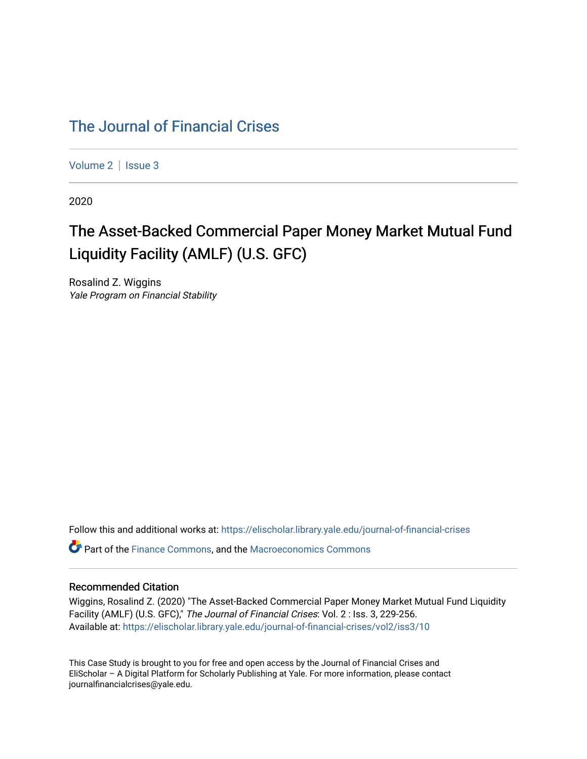# The Journal of Financial Crises

Volume 2 | Issue 3

2020

## The Asset-Backed Commercial Paper Money Market Mutual Fund Liquidity Facility (AMLF) (U.S. GFC)

Rosalind Z. Wiggins
*Yale Program on Financial Stability*

Follow this and additional works at: https://elischolar.library.yale.edu/journal-of-financial-crises

Part of the Finance Commons, and the Macroeconomics Commons

### Recommended Citation

Wiggins, Rosalind Z. (2020) "The Asset-Backed Commercial Paper Money Market Mutual Fund Liquidity Facility (AMLF) (U.S. GFC)," *The Journal of Financial Crises*: Vol. 2 : Iss. 3, 229-256.
Available at: https://elischolar.library.yale.edu/journal-of-financial-crises/vol2/iss3/10

This Case Study is brought to you for free and open access by the Journal of Financial Crises and EliScholar – A Digital Platform for Scholarly Publishing at Yale. For more information, please contact journalfinancialcrises@yale.edu.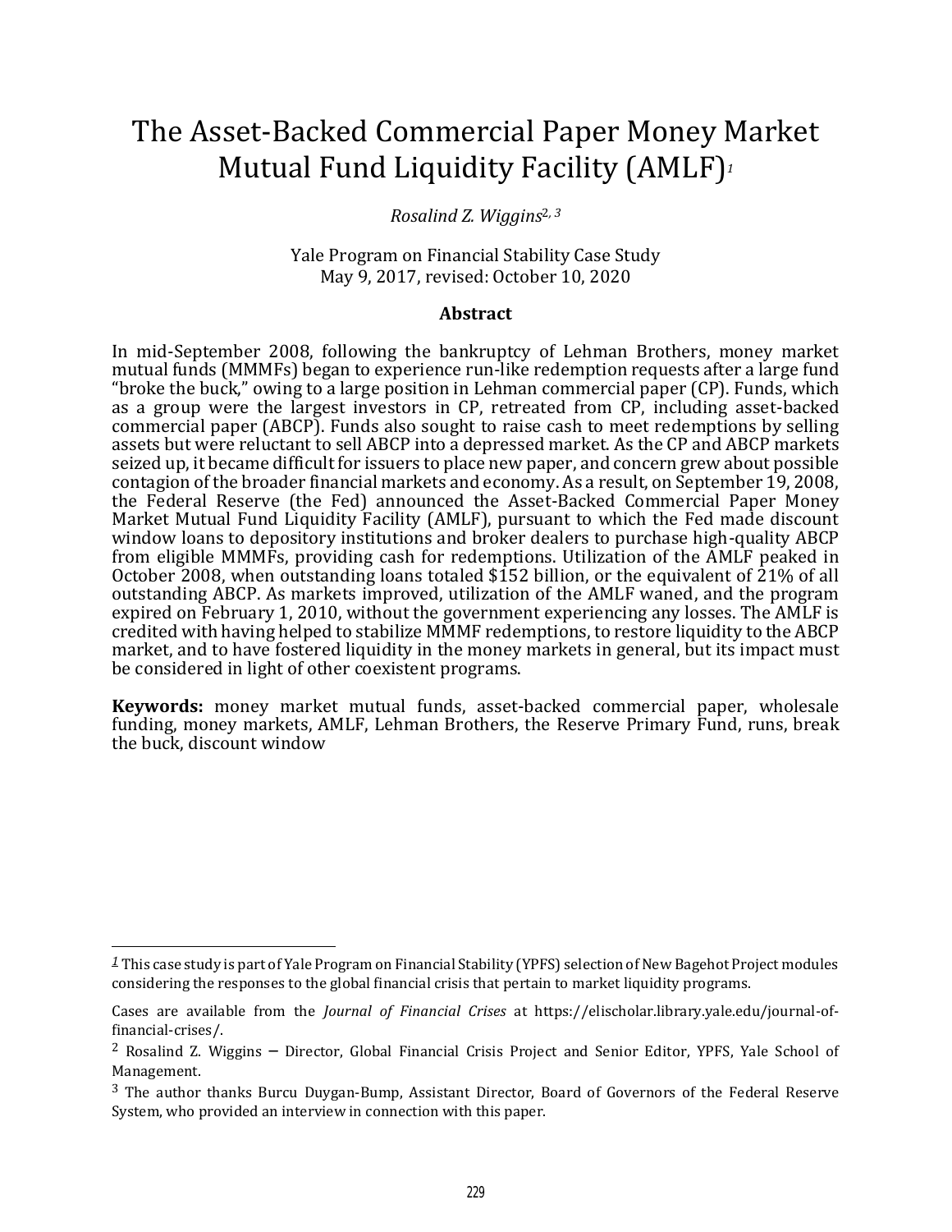# The Asset-Backed Commercial Paper Money Market Mutual Fund Liquidity Facility (AMLF)[1]

*Rosalind Z. Wiggins*[2, 3]

Yale Program on Financial Stability Case Study
May 9, 2017, revised: October 10, 2020

### Abstract

In mid-September 2008, following the bankruptcy of Lehman Brothers, money market mutual funds (MMMFs) began to experience run-like redemption requests after a large fund "broke the buck," owing to a large position in Lehman commercial paper (CP). Funds, which as a group were the largest investors in CP, retreated from CP, including asset-backed commercial paper (ABCP). Funds also sought to raise cash to meet redemptions by selling assets but were reluctant to sell ABCP into a depressed market. As the CP and ABCP markets seized up, it became difficult for issuers to place new paper, and concern grew about possible contagion of the broader financial markets and economy. As a result, on September 19, 2008, the Federal Reserve (the Fed) announced the Asset-Backed Commercial Paper Money Market Mutual Fund Liquidity Facility (AMLF), pursuant to which the Fed made discount window loans to depository institutions and broker dealers to purchase high-quality ABCP from eligible MMMFs, providing cash for redemptions. Utilization of the AMLF peaked in October 2008, when outstanding loans totaled $152 billion, or the equivalent of 21% of all outstanding ABCP. As markets improved, utilization of the AMLF waned, and the program expired on February 1, 2010, without the government experiencing any losses. The AMLF is credited with having helped to stabilize MMMF redemptions, to restore liquidity to the ABCP market, and to have fostered liquidity in the money markets in general, but its impact must be considered in light of other coexistent programs.

**Keywords:** money market mutual funds, asset-backed commercial paper, wholesale funding, money markets, AMLF, Lehman Brothers, the Reserve Primary Fund, runs, break the buck, discount window

---

[1] This case study is part of Yale Program on Financial Stability (YPFS) selection of New Bagehot Project modules considering the responses to the global financial crisis that pertain to market liquidity programs.

Cases are available from the *Journal of Financial Crises* at https://elischolar.library.yale.edu/journal-of-financial-crises/.

[2] Rosalind Z. Wiggins – Director, Global Financial Crisis Project and Senior Editor, YPFS, Yale School of Management.

[3] The author thanks Burcu Duygan-Bump, Assistant Director, Board of Governors of the Federal Reserve System, who provided an interview in connection with this paper.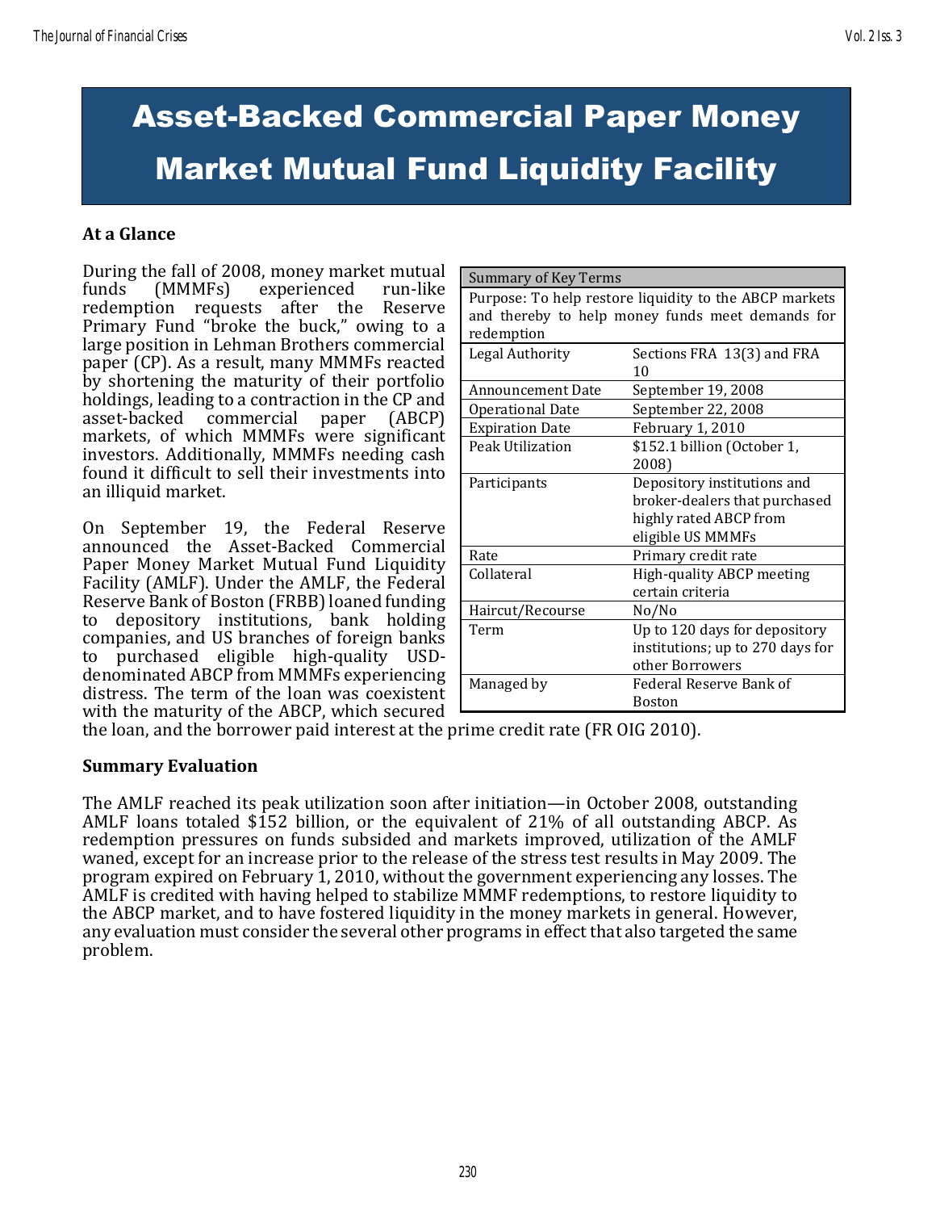# Asset-Backed Commercial Paper Money Market Mutual Fund Liquidity Facility

## At a Glance

During the fall of 2008, money market mutual funds (MMMFs) experienced run-like redemption requests after the Reserve Primary Fund "broke the buck," owing to a large position in Lehman Brothers commercial paper (CP). As a result, many MMMFs reacted by shortening the maturity of their portfolio holdings, leading to a contraction in the CP and asset-backed commercial paper (ABCP) markets, of which MMMFs were significant investors. Additionally, MMMFs needing cash found it difficult to sell their investments into an illiquid market.

On September 19, the Federal Reserve announced the Asset-Backed Commercial Paper Money Market Mutual Fund Liquidity Facility (AMLF). Under the AMLF, the Federal Reserve Bank of Boston (FRBB) loaned funding to depository institutions, bank holding companies, and US branches of foreign banks to purchased eligible high-quality USD-denominated ABCP from MMMFs experiencing distress. The term of the loan was coexistent with the maturity of the ABCP, which secured the loan, and the borrower paid interest at the prime credit rate (FR OIG 2010).

| Summary of Key Terms | |
|---|---|
| Purpose: To help restore liquidity to the ABCP markets and thereby to help money funds meet demands for redemption | |
| Legal Authority | Sections FRA 13(3) and FRA 10 |
| Announcement Date | September 19, 2008 |
| Operational Date | September 22, 2008 |
| Expiration Date | February 1, 2010 |
| Peak Utilization | $152.1 billion (October 1, 2008) |
| Participants | Depository institutions and broker-dealers that purchased highly rated ABCP from eligible US MMMFs |
| Rate | Primary credit rate |
| Collateral | High-quality ABCP meeting certain criteria |
| Haircut/Recourse | No/No |
| Term | Up to 120 days for depository institutions; up to 270 days for other Borrowers |
| Managed by | Federal Reserve Bank of Boston |

## Summary Evaluation

The AMLF reached its peak utilization soon after initiation—in October 2008, outstanding AMLF loans totaled $152 billion, or the equivalent of 21% of all outstanding ABCP. As redemption pressures on funds subsided and markets improved, utilization of the AMLF waned, except for an increase prior to the release of the stress test results in May 2009. The program expired on February 1, 2010, without the government experiencing any losses. The AMLF is credited with having helped to stabilize MMMF redemptions, to restore liquidity to the ABCP market, and to have fostered liquidity in the money markets in general. However, any evaluation must consider the several other programs in effect that also targeted the same problem.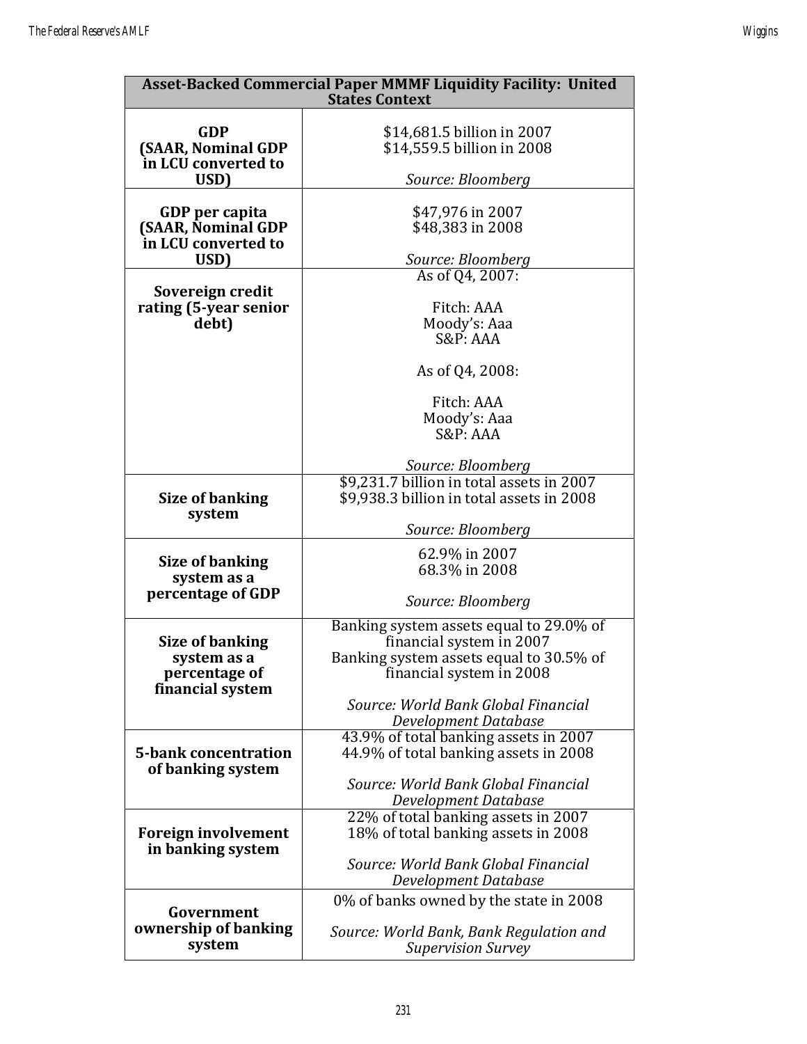| Asset-Backed Commercial Paper MMMF Liquidity Facility: United States Context | |
|---|---|
| **GDP (SAAR, Nominal GDP in LCU converted to USD)** | $14,681.5 billion in 2007<br>$14,559.5 billion in 2008<br><br>*Source: Bloomberg* |
| **GDP per capita (SAAR, Nominal GDP in LCU converted to USD)** | $47,976 in 2007<br>$48,383 in 2008<br><br>*Source: Bloomberg* |
| **Sovereign credit rating (5-year senior debt)** | As of Q4, 2007:<br><br>Fitch: AAA<br>Moody's: Aaa<br>S&P: AAA<br><br>As of Q4, 2008:<br><br>Fitch: AAA<br>Moody's: Aaa<br>S&P: AAA<br><br>*Source: Bloomberg* |
| **Size of banking system** | $9,231.7 billion in total assets in 2007<br>$9,938.3 billion in total assets in 2008<br><br>*Source: Bloomberg* |
| **Size of banking system as a percentage of GDP** | 62.9% in 2007<br>68.3% in 2008<br><br>*Source: Bloomberg* |
| **Size of banking system as a percentage of financial system** | Banking system assets equal to 29.0% of financial system in 2007<br>Banking system assets equal to 30.5% of financial system in 2008<br><br>*Source: World Bank Global Financial Development Database* |
| **5-bank concentration of banking system** | 43.9% of total banking assets in 2007<br>44.9% of total banking assets in 2008<br><br>*Source: World Bank Global Financial Development Database* |
| **Foreign involvement in banking system** | 22% of total banking assets in 2007<br>18% of total banking assets in 2008<br><br>*Source: World Bank Global Financial Development Database* |
| **Government ownership of banking system** | 0% of banks owned by the state in 2008<br><br>*Source: World Bank, Bank Regulation and Supervision Survey* |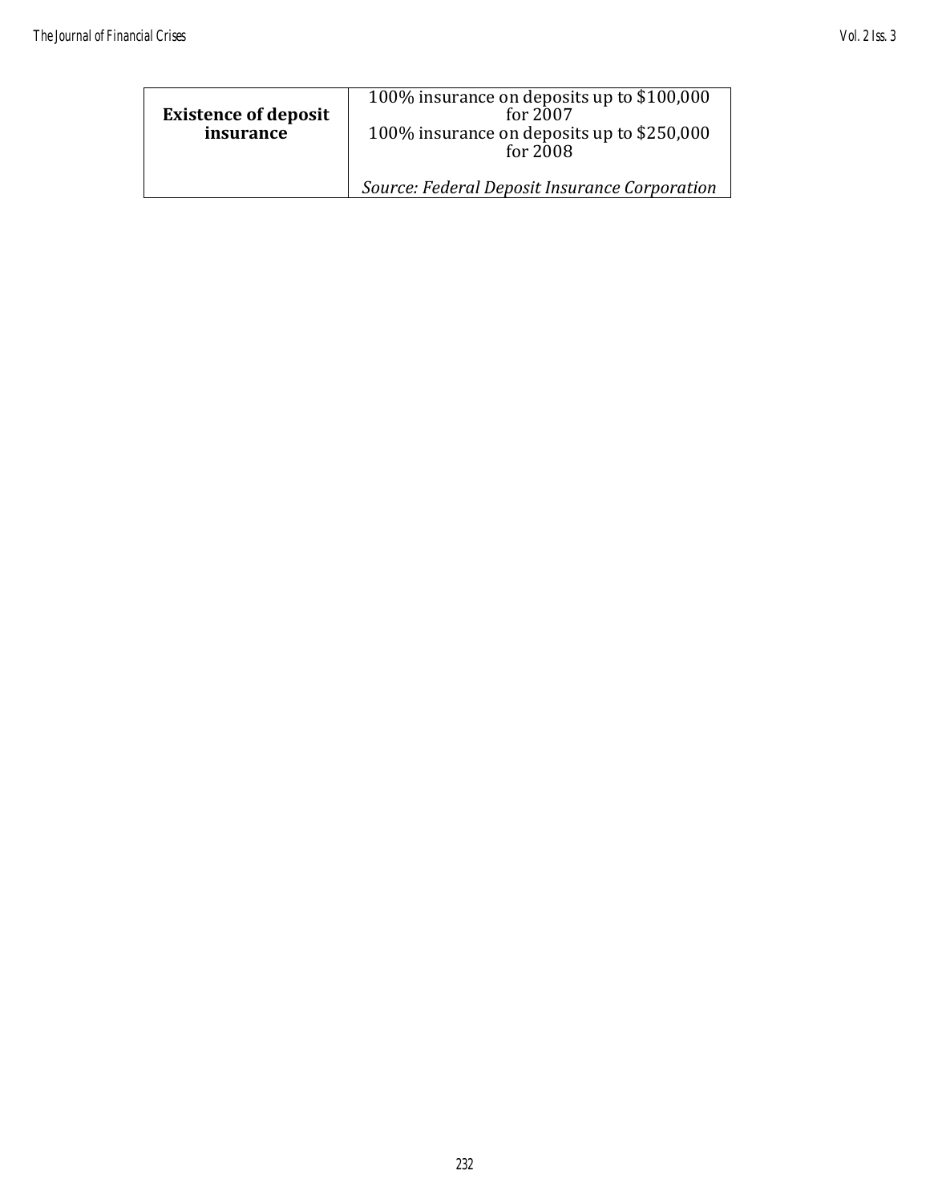| | |
|---|---|
| **Existence of deposit insurance** | 100% insurance on deposits up to $100,000 for 2007<br>100% insurance on deposits up to $250,000 for 2008<br><br>*Source: Federal Deposit Insurance Corporation* |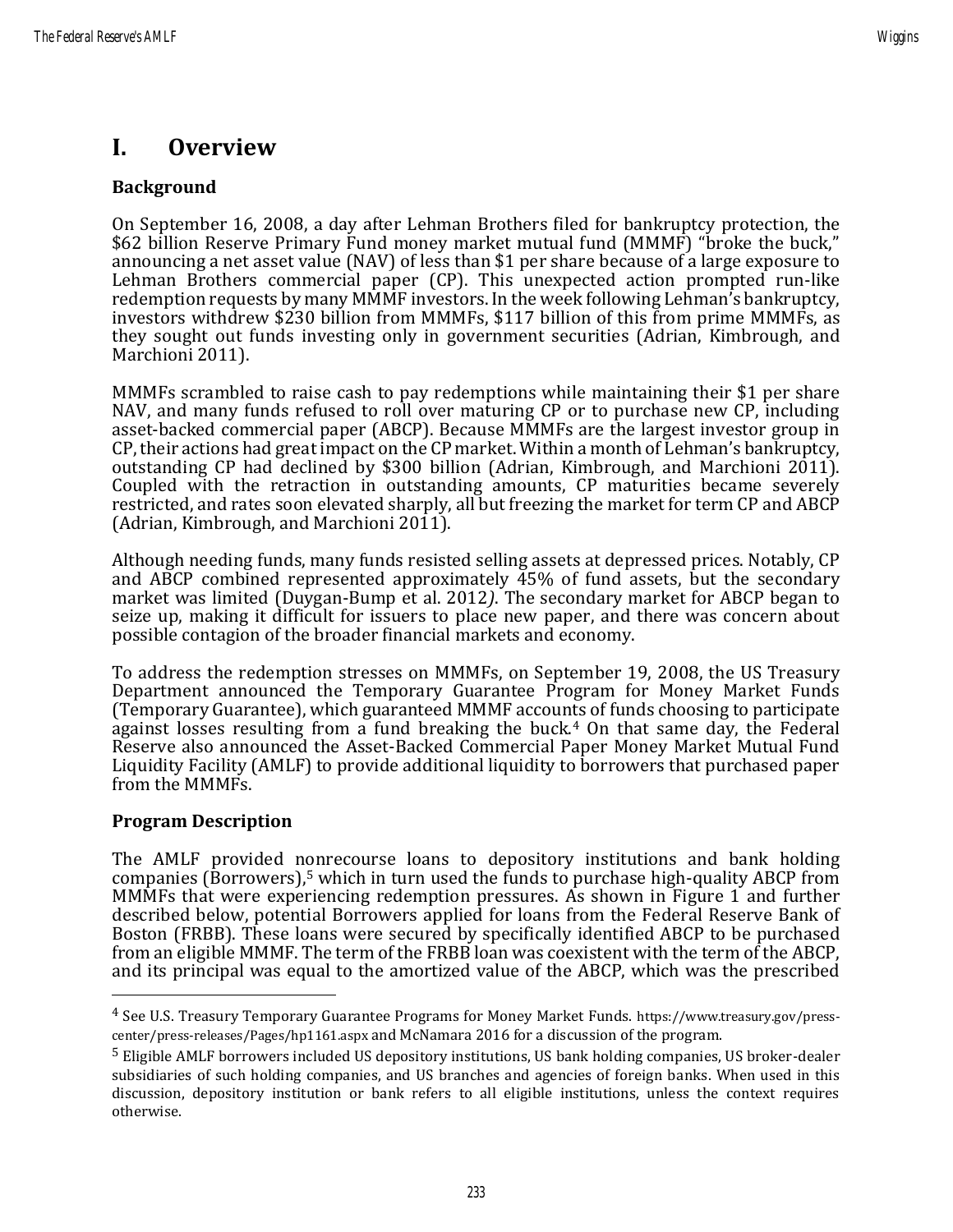# I. Overview

## Background

On September 16, 2008, a day after Lehman Brothers filed for bankruptcy protection, the $62 billion Reserve Primary Fund money market mutual fund (MMMF) "broke the buck," announcing a net asset value (NAV) of less than $1 per share because of a large exposure to Lehman Brothers commercial paper (CP). This unexpected action prompted run-like redemption requests by many MMMF investors. In the week following Lehman's bankruptcy, investors withdrew $230 billion from MMMFs, $117 billion of this from prime MMMFs, as they sought out funds investing only in government securities (Adrian, Kimbrough, and Marchioni 2011).

MMMFs scrambled to raise cash to pay redemptions while maintaining their $1 per share NAV, and many funds refused to roll over maturing CP or to purchase new CP, including asset-backed commercial paper (ABCP). Because MMMFs are the largest investor group in CP, their actions had great impact on the CP market. Within a month of Lehman's bankruptcy, outstanding CP had declined by $300 billion (Adrian, Kimbrough, and Marchioni 2011). Coupled with the retraction in outstanding amounts, CP maturities became severely restricted, and rates soon elevated sharply, all but freezing the market for term CP and ABCP (Adrian, Kimbrough, and Marchioni 2011).

Although needing funds, many funds resisted selling assets at depressed prices. Notably, CP and ABCP combined represented approximately 45% of fund assets, but the secondary market was limited (Duygan-Bump et al. 2012). The secondary market for ABCP began to seize up, making it difficult for issuers to place new paper, and there was concern about possible contagion of the broader financial markets and economy.

To address the redemption stresses on MMMFs, on September 19, 2008, the US Treasury Department announced the Temporary Guarantee Program for Money Market Funds (Temporary Guarantee), which guaranteed MMMF accounts of funds choosing to participate against losses resulting from a fund breaking the buck.[4] On that same day, the Federal Reserve also announced the Asset-Backed Commercial Paper Money Market Mutual Fund Liquidity Facility (AMLF) to provide additional liquidity to borrowers that purchased paper from the MMMFs.

## Program Description

The AMLF provided nonrecourse loans to depository institutions and bank holding companies (Borrowers),[5] which in turn used the funds to purchase high-quality ABCP from MMMFs that were experiencing redemption pressures. As shown in Figure 1 and further described below, potential Borrowers applied for loans from the Federal Reserve Bank of Boston (FRBB). These loans were secured by specifically identified ABCP to be purchased from an eligible MMMF. The term of the FRBB loan was coexistent with the term of the ABCP, and its principal was equal to the amortized value of the ABCP, which was the prescribed

---

[4] See U.S. Treasury Temporary Guarantee Programs for Money Market Funds. https://www.treasury.gov/press-center/press-releases/Pages/hp1161.aspx and McNamara 2016 for a discussion of the program.

[5] Eligible AMLF borrowers included US depository institutions, US bank holding companies, US broker-dealer subsidiaries of such holding companies, and US branches and agencies of foreign banks. When used in this discussion, depository institution or bank refers to all eligible institutions, unless the context requires otherwise.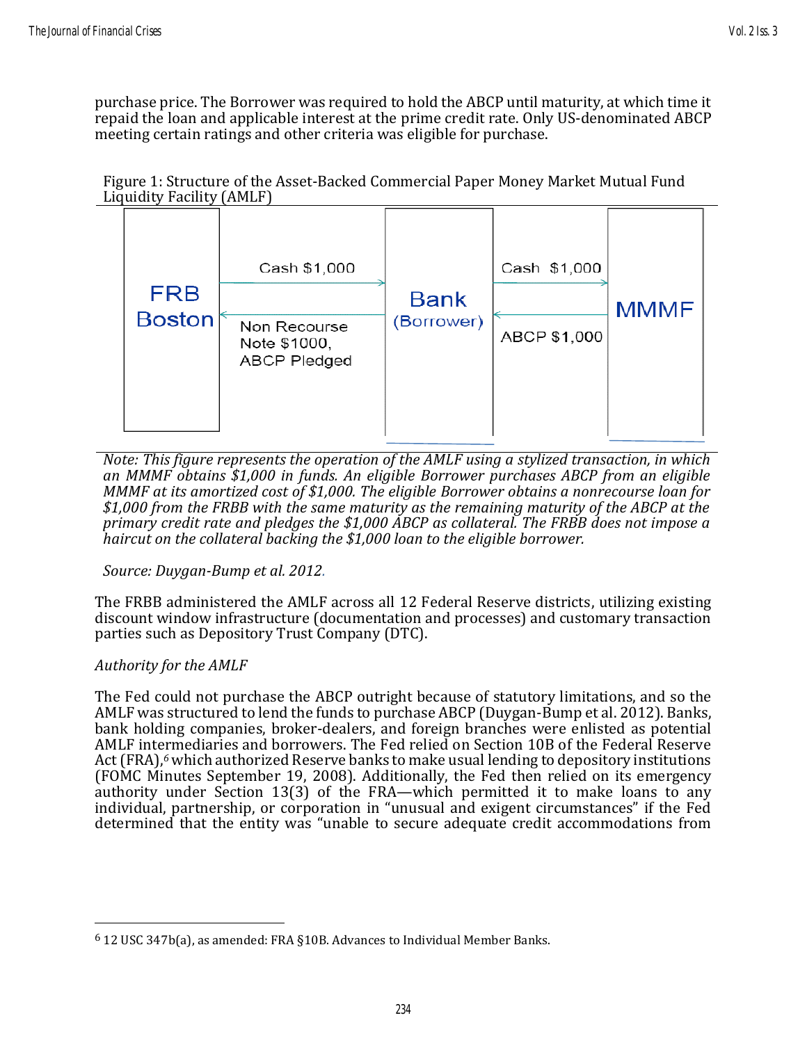purchase price. The Borrower was required to hold the ABCP until maturity, at which time it repaid the loan and applicable interest at the prime credit rate. Only US-denominated ABCP meeting certain ratings and other criteria was eligible for purchase.

Figure 1: Structure of the Asset-Backed Commercial Paper Money Market Mutual Fund Liquidity Facility (AMLF)

| FRB Boston | | Bank (Borrower) | | MMMF |
|---|---|---|---|---|
| | Cash $1,000 → | | Cash $1,000 → | |
| | ← Non Recourse Note $1000, ABCP Pledged | | ← ABCP $1,000 | |

*Note: This figure represents the operation of the AMLF using a stylized transaction, in which an MMMF obtains $1,000 in funds. An eligible Borrower purchases ABCP from an eligible MMMF at its amortized cost of $1,000. The eligible Borrower obtains a nonrecourse loan for $1,000 from the FRBB with the same maturity as the remaining maturity of the ABCP at the primary credit rate and pledges the $1,000 ABCP as collateral. The FRBB does not impose a haircut on the collateral backing the $1,000 loan to the eligible borrower.*

*Source: Duygan-Bump et al. 2012.*

The FRBB administered the AMLF across all 12 Federal Reserve districts, utilizing existing discount window infrastructure (documentation and processes) and customary transaction parties such as Depository Trust Company (DTC).

*Authority for the AMLF*

The Fed could not purchase the ABCP outright because of statutory limitations, and so the AMLF was structured to lend the funds to purchase ABCP (Duygan-Bump et al. 2012). Banks, bank holding companies, broker-dealers, and foreign branches were enlisted as potential AMLF intermediaries and borrowers. The Fed relied on Section 10B of the Federal Reserve Act (FRA),[6] which authorized Reserve banks to make usual lending to depository institutions (FOMC Minutes September 19, 2008). Additionally, the Fed then relied on its emergency authority under Section 13(3) of the FRA—which permitted it to make loans to any individual, partnership, or corporation in "unusual and exigent circumstances" if the Fed determined that the entity was "unable to secure adequate credit accommodations from

[6] 12 USC 347b(a), as amended: FRA §10B. Advances to Individual Member Banks.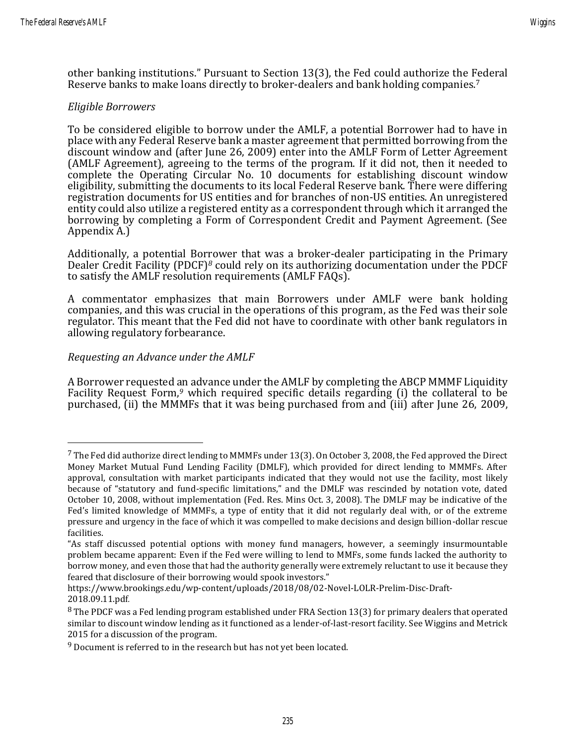other banking institutions." Pursuant to Section 13(3), the Fed could authorize the Federal Reserve banks to make loans directly to broker-dealers and bank holding companies.[7]

*Eligible Borrowers*

To be considered eligible to borrow under the AMLF, a potential Borrower had to have in place with any Federal Reserve bank a master agreement that permitted borrowing from the discount window and (after June 26, 2009) enter into the AMLF Form of Letter Agreement (AMLF Agreement), agreeing to the terms of the program. If it did not, then it needed to complete the Operating Circular No. 10 documents for establishing discount window eligibility, submitting the documents to its local Federal Reserve bank. There were differing registration documents for US entities and for branches of non-US entities. An unregistered entity could also utilize a registered entity as a correspondent through which it arranged the borrowing by completing a Form of Correspondent Credit and Payment Agreement. (See Appendix A.)

Additionally, a potential Borrower that was a broker-dealer participating in the Primary Dealer Credit Facility (PDCF)[8] could rely on its authorizing documentation under the PDCF to satisfy the AMLF resolution requirements (AMLF FAQs).

A commentator emphasizes that main Borrowers under AMLF were bank holding companies, and this was crucial in the operations of this program, as the Fed was their sole regulator. This meant that the Fed did not have to coordinate with other bank regulators in allowing regulatory forbearance.

*Requesting an Advance under the AMLF*

A Borrower requested an advance under the AMLF by completing the ABCP MMMF Liquidity Facility Request Form,[9] which required specific details regarding (i) the collateral to be purchased, (ii) the MMMFs that it was being purchased from and (iii) after June 26, 2009,

---

[7] The Fed did authorize direct lending to MMMFs under 13(3). On October 3, 2008, the Fed approved the Direct Money Market Mutual Fund Lending Facility (DMLF), which provided for direct lending to MMMFs. After approval, consultation with market participants indicated that they would not use the facility, most likely because of "statutory and fund-specific limitations," and the DMLF was rescinded by notation vote, dated October 10, 2008, without implementation (Fed. Res. Mins Oct. 3, 2008). The DMLF may be indicative of the Fed's limited knowledge of MMMFs, a type of entity that it did not regularly deal with, or of the extreme pressure and urgency in the face of which it was compelled to make decisions and design billion-dollar rescue facilities.

"As staff discussed potential options with money fund managers, however, a seemingly insurmountable problem became apparent: Even if the Fed were willing to lend to MMFs, some funds lacked the authority to borrow money, and even those that had the authority generally were extremely reluctant to use it because they feared that disclosure of their borrowing would spook investors."

https://www.brookings.edu/wp-content/uploads/2018/08/02-Novel-LOLR-Prelim-Disc-Draft-2018.09.11.pdf.

[8] The PDCF was a Fed lending program established under FRA Section 13(3) for primary dealers that operated similar to discount window lending as it functioned as a lender-of-last-resort facility. See Wiggins and Metrick 2015 for a discussion of the program.

[9] Document is referred to in the research but has not yet been located.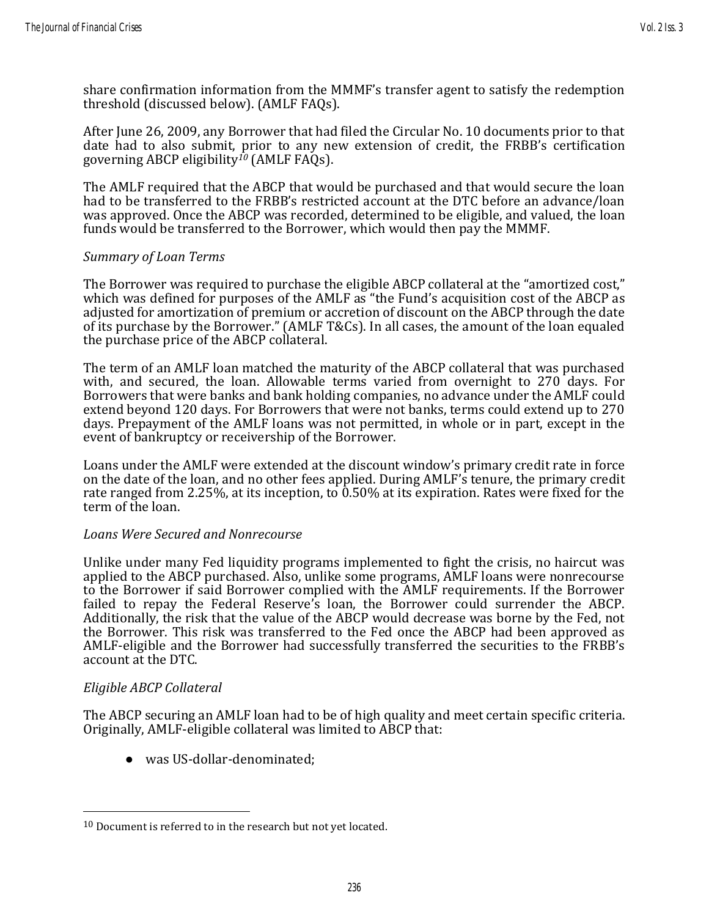share confirmation information from the MMMF's transfer agent to satisfy the redemption threshold (discussed below). (AMLF FAQs).

After June 26, 2009, any Borrower that had filed the Circular No. 10 documents prior to that date had to also submit, prior to any new extension of credit, the FRBB's certification governing ABCP eligibility[10] (AMLF FAQs).

The AMLF required that the ABCP that would be purchased and that would secure the loan had to be transferred to the FRBB's restricted account at the DTC before an advance/loan was approved. Once the ABCP was recorded, determined to be eligible, and valued, the loan funds would be transferred to the Borrower, which would then pay the MMMF.

*Summary of Loan Terms*

The Borrower was required to purchase the eligible ABCP collateral at the "amortized cost," which was defined for purposes of the AMLF as "the Fund's acquisition cost of the ABCP as adjusted for amortization of premium or accretion of discount on the ABCP through the date of its purchase by the Borrower." (AMLF T&Cs). In all cases, the amount of the loan equaled the purchase price of the ABCP collateral.

The term of an AMLF loan matched the maturity of the ABCP collateral that was purchased with, and secured, the loan. Allowable terms varied from overnight to 270 days. For Borrowers that were banks and bank holding companies, no advance under the AMLF could extend beyond 120 days. For Borrowers that were not banks, terms could extend up to 270 days. Prepayment of the AMLF loans was not permitted, in whole or in part, except in the event of bankruptcy or receivership of the Borrower.

Loans under the AMLF were extended at the discount window's primary credit rate in force on the date of the loan, and no other fees applied. During AMLF's tenure, the primary credit rate ranged from 2.25%, at its inception, to 0.50% at its expiration. Rates were fixed for the term of the loan.

*Loans Were Secured and Nonrecourse*

Unlike under many Fed liquidity programs implemented to fight the crisis, no haircut was applied to the ABCP purchased. Also, unlike some programs, AMLF loans were nonrecourse to the Borrower if said Borrower complied with the AMLF requirements. If the Borrower failed to repay the Federal Reserve's loan, the Borrower could surrender the ABCP. Additionally, the risk that the value of the ABCP would decrease was borne by the Fed, not the Borrower. This risk was transferred to the Fed once the ABCP had been approved as AMLF-eligible and the Borrower had successfully transferred the securities to the FRBB's account at the DTC.

*Eligible ABCP Collateral*

The ABCP securing an AMLF loan had to be of high quality and meet certain specific criteria. Originally, AMLF-eligible collateral was limited to ABCP that:

- was US-dollar-denominated;

---

[10] Document is referred to in the research but not yet located.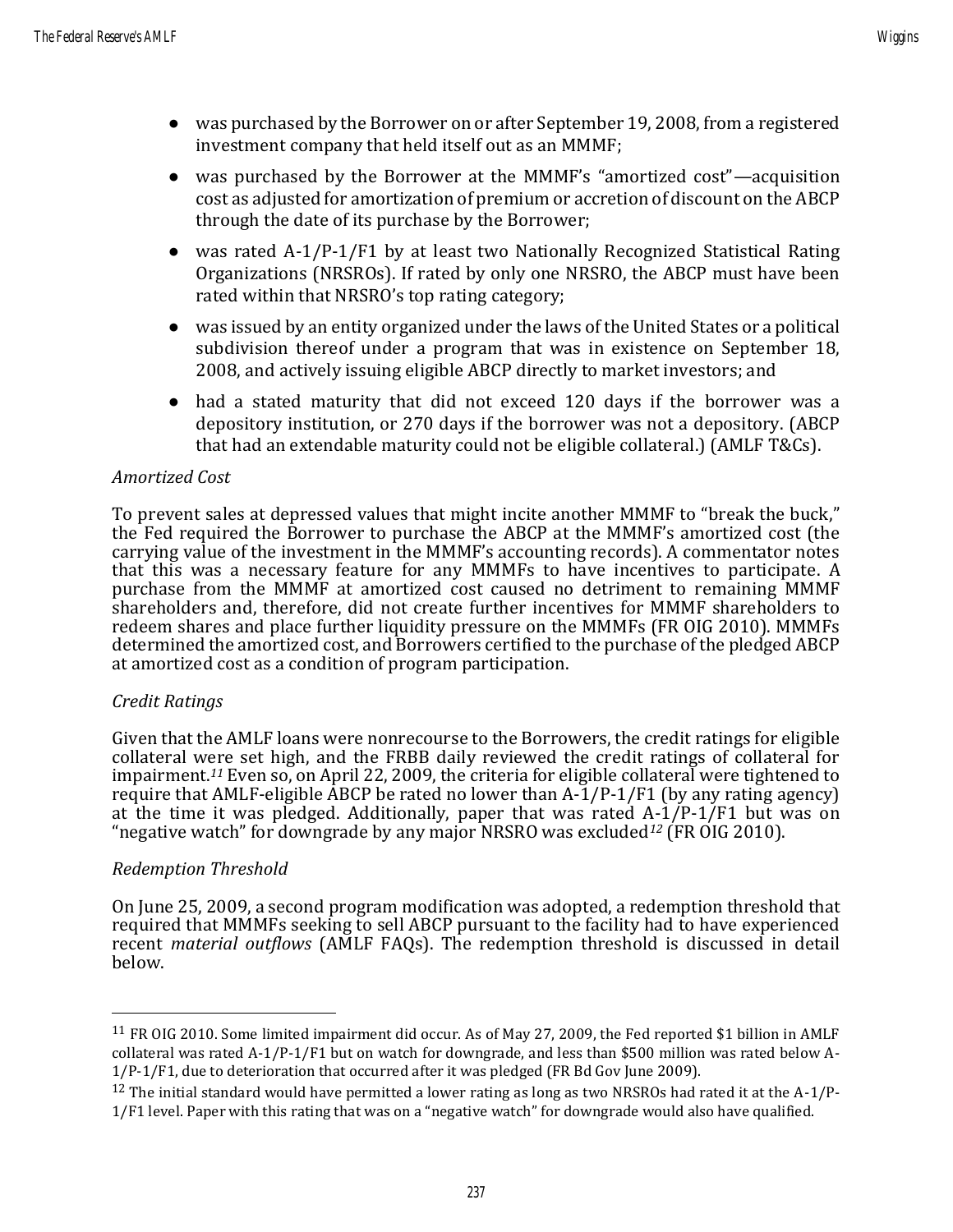- was purchased by the Borrower on or after September 19, 2008, from a registered investment company that held itself out as an MMMF;
- was purchased by the Borrower at the MMMF's "amortized cost"—acquisition cost as adjusted for amortization of premium or accretion of discount on the ABCP through the date of its purchase by the Borrower;
- was rated A-1/P-1/F1 by at least two Nationally Recognized Statistical Rating Organizations (NRSROs). If rated by only one NRSRO, the ABCP must have been rated within that NRSRO's top rating category;
- was issued by an entity organized under the laws of the United States or a political subdivision thereof under a program that was in existence on September 18, 2008, and actively issuing eligible ABCP directly to market investors; and
- had a stated maturity that did not exceed 120 days if the borrower was a depository institution, or 270 days if the borrower was not a depository. (ABCP that had an extendable maturity could not be eligible collateral.) (AMLF T&Cs).

*Amortized Cost*

To prevent sales at depressed values that might incite another MMMF to "break the buck," the Fed required the Borrower to purchase the ABCP at the MMMF's amortized cost (the carrying value of the investment in the MMMF's accounting records). A commentator notes that this was a necessary feature for any MMMFs to have incentives to participate. A purchase from the MMMF at amortized cost caused no detriment to remaining MMMF shareholders and, therefore, did not create further incentives for MMMF shareholders to redeem shares and place further liquidity pressure on the MMMFs (FR OIG 2010). MMMFs determined the amortized cost, and Borrowers certified to the purchase of the pledged ABCP at amortized cost as a condition of program participation.

*Credit Ratings*

Given that the AMLF loans were nonrecourse to the Borrowers, the credit ratings for eligible collateral were set high, and the FRBB daily reviewed the credit ratings of collateral for impairment.[11] Even so, on April 22, 2009, the criteria for eligible collateral were tightened to require that AMLF-eligible ABCP be rated no lower than A-1/P-1/F1 (by any rating agency) at the time it was pledged. Additionally, paper that was rated A-1/P-1/F1 but was on "negative watch" for downgrade by any major NRSRO was excluded[12] (FR OIG 2010).

*Redemption Threshold*

On June 25, 2009, a second program modification was adopted, a redemption threshold that required that MMMFs seeking to sell ABCP pursuant to the facility had to have experienced recent *material outflows* (AMLF FAQs). The redemption threshold is discussed in detail below.

---

[11] FR OIG 2010. Some limited impairment did occur. As of May 27, 2009, the Fed reported $1 billion in AMLF collateral was rated A-1/P-1/F1 but on watch for downgrade, and less than $500 million was rated below A-1/P-1/F1, due to deterioration that occurred after it was pledged (FR Bd Gov June 2009).

[12] The initial standard would have permitted a lower rating as long as two NRSROs had rated it at the A-1/P-1/F1 level. Paper with this rating that was on a "negative watch" for downgrade would also have qualified.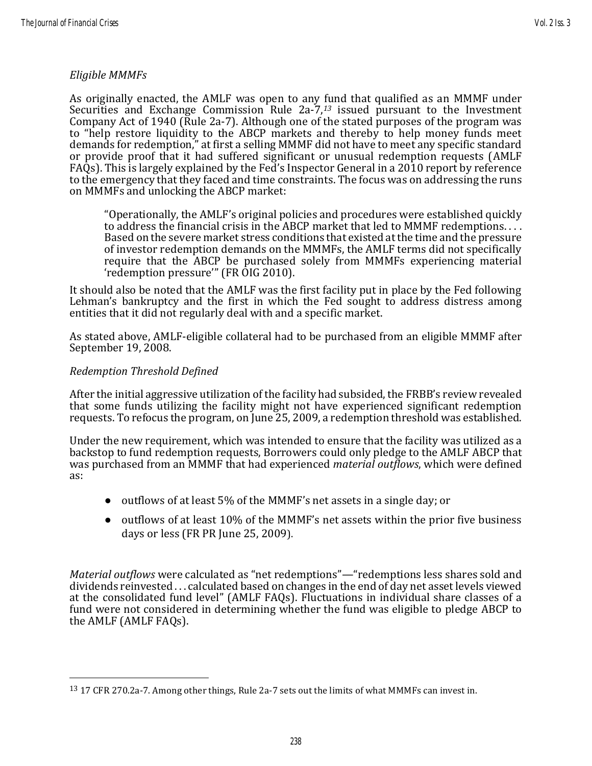*Eligible MMMFs*

As originally enacted, the AMLF was open to any fund that qualified as an MMMF under Securities and Exchange Commission Rule 2a-7,[13] issued pursuant to the Investment Company Act of 1940 (Rule 2a-7). Although one of the stated purposes of the program was to "help restore liquidity to the ABCP markets and thereby to help money funds meet demands for redemption," at first a selling MMMF did not have to meet any specific standard or provide proof that it had suffered significant or unusual redemption requests (AMLF FAQs). This is largely explained by the Fed's Inspector General in a 2010 report by reference to the emergency that they faced and time constraints. The focus was on addressing the runs on MMMFs and unlocking the ABCP market:

> "Operationally, the AMLF's original policies and procedures were established quickly to address the financial crisis in the ABCP market that led to MMMF redemptions. . . . Based on the severe market stress conditions that existed at the time and the pressure of investor redemption demands on the MMMFs, the AMLF terms did not specifically require that the ABCP be purchased solely from MMMFs experiencing material 'redemption pressure'" (FR OIG 2010).

It should also be noted that the AMLF was the first facility put in place by the Fed following Lehman's bankruptcy and the first in which the Fed sought to address distress among entities that it did not regularly deal with and a specific market.

As stated above, AMLF-eligible collateral had to be purchased from an eligible MMMF after September 19, 2008.

*Redemption Threshold Defined*

After the initial aggressive utilization of the facility had subsided, the FRBB's review revealed that some funds utilizing the facility might not have experienced significant redemption requests. To refocus the program, on June 25, 2009, a redemption threshold was established.

Under the new requirement, which was intended to ensure that the facility was utilized as a backstop to fund redemption requests, Borrowers could only pledge to the AMLF ABCP that was purchased from an MMMF that had experienced *material outflows*, which were defined as:

- outflows of at least 5% of the MMMF's net assets in a single day; or
- outflows of at least 10% of the MMMF's net assets within the prior five business days or less (FR PR June 25, 2009).

*Material outflows* were calculated as "net redemptions"—"redemptions less shares sold and dividends reinvested . . . calculated based on changes in the end of day net asset levels viewed at the consolidated fund level" (AMLF FAQs). Fluctuations in individual share classes of a fund were not considered in determining whether the fund was eligible to pledge ABCP to the AMLF (AMLF FAQs).

[13] 17 CFR 270.2a-7. Among other things, Rule 2a-7 sets out the limits of what MMMFs can invest in.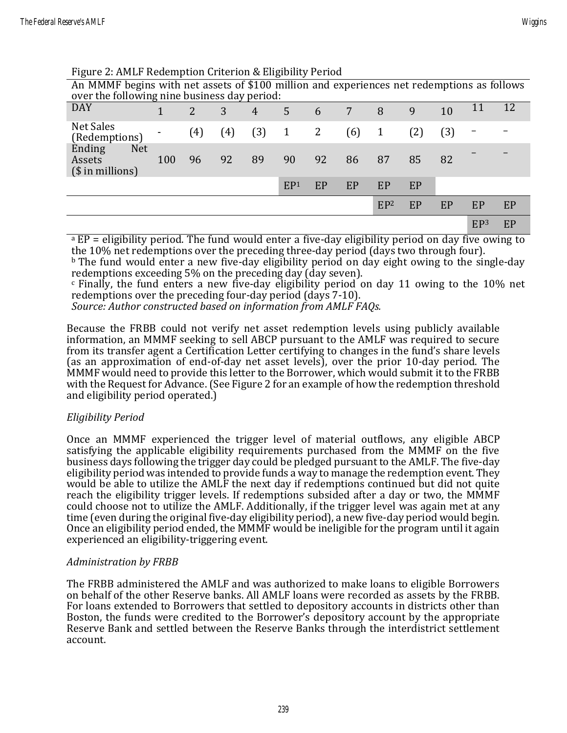Figure 2: AMLF Redemption Criterion & Eligibility Period

An MMMF begins with net assets of $100 million and experiences net redemptions as follows over the following nine business day period:

| DAY | 1 | 2 | 3 | 4 | 5 | 6 | 7 | 8 | 9 | 10 | 11 | 12 |
|---|---|---|---|---|---|---|---|---|---|---|---|---|
| Net Sales (Redemptions) | - | (4) | (4) | (3) | 1 | 2 | (6) | 1 | (2) | (3) | – | – |
| Ending Net Assets ($ in millions) | 100 | 96 | 92 | 89 | 90 | 92 | 86 | 87 | 85 | 82 | – | – |
| | | | | | EP[1] | EP | EP | EP | EP | | | |
| | | | | | | | | EP[2] | EP | EP | EP | EP |
| | | | | | | | | | | | EP[3] | EP |

[a] EP = eligibility period. The fund would enter a five-day eligibility period on day five owing to the 10% net redemptions over the preceding three-day period (days two through four).
[b] The fund would enter a new five-day eligibility period on day eight owing to the single-day redemptions exceeding 5% on the preceding day (day seven).
[c] Finally, the fund enters a new five-day eligibility period on day 11 owing to the 10% net redemptions over the preceding four-day period (days 7-10).
*Source: Author constructed based on information from AMLF FAQs.*

Because the FRBB could not verify net asset redemption levels using publicly available information, an MMMF seeking to sell ABCP pursuant to the AMLF was required to secure from its transfer agent a Certification Letter certifying to changes in the fund's share levels (as an approximation of end-of-day net asset levels), over the prior 10-day period. The MMMF would need to provide this letter to the Borrower, which would submit it to the FRBB with the Request for Advance. (See Figure 2 for an example of how the redemption threshold and eligibility period operated.)

*Eligibility Period*

Once an MMMF experienced the trigger level of material outflows, any eligible ABCP satisfying the applicable eligibility requirements purchased from the MMMF on the five business days following the trigger day could be pledged pursuant to the AMLF. The five-day eligibility period was intended to provide funds a way to manage the redemption event. They would be able to utilize the AMLF the next day if redemptions continued but did not quite reach the eligibility trigger levels. If redemptions subsided after a day or two, the MMMF could choose not to utilize the AMLF. Additionally, if the trigger level was again met at any time (even during the original five-day eligibility period), a new five-day period would begin. Once an eligibility period ended, the MMMF would be ineligible for the program until it again experienced an eligibility-triggering event.

*Administration by FRBB*

The FRBB administered the AMLF and was authorized to make loans to eligible Borrowers on behalf of the other Reserve banks. All AMLF loans were recorded as assets by the FRBB. For loans extended to Borrowers that settled to depository accounts in districts other than Boston, the funds were credited to the Borrower's depository account by the appropriate Reserve Bank and settled between the Reserve Banks through the interdistrict settlement account.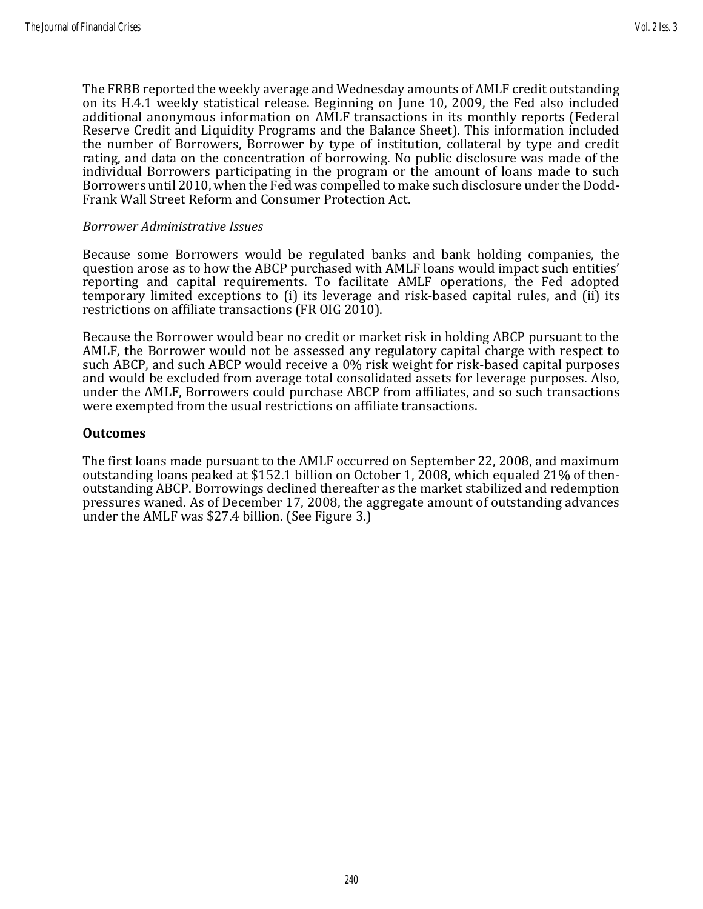The FRBB reported the weekly average and Wednesday amounts of AMLF credit outstanding on its H.4.1 weekly statistical release. Beginning on June 10, 2009, the Fed also included additional anonymous information on AMLF transactions in its monthly reports (Federal Reserve Credit and Liquidity Programs and the Balance Sheet). This information included the number of Borrowers, Borrower by type of institution, collateral by type and credit rating, and data on the concentration of borrowing. No public disclosure was made of the individual Borrowers participating in the program or the amount of loans made to such Borrowers until 2010, when the Fed was compelled to make such disclosure under the Dodd-Frank Wall Street Reform and Consumer Protection Act.

*Borrower Administrative Issues*

Because some Borrowers would be regulated banks and bank holding companies, the question arose as to how the ABCP purchased with AMLF loans would impact such entities' reporting and capital requirements. To facilitate AMLF operations, the Fed adopted temporary limited exceptions to (i) its leverage and risk-based capital rules, and (ii) its restrictions on affiliate transactions (FR OIG 2010).

Because the Borrower would bear no credit or market risk in holding ABCP pursuant to the AMLF, the Borrower would not be assessed any regulatory capital charge with respect to such ABCP, and such ABCP would receive a 0% risk weight for risk-based capital purposes and would be excluded from average total consolidated assets for leverage purposes. Also, under the AMLF, Borrowers could purchase ABCP from affiliates, and so such transactions were exempted from the usual restrictions on affiliate transactions.

## Outcomes

The first loans made pursuant to the AMLF occurred on September 22, 2008, and maximum outstanding loans peaked at $152.1 billion on October 1, 2008, which equaled 21% of then-outstanding ABCP. Borrowings declined thereafter as the market stabilized and redemption pressures waned. As of December 17, 2008, the aggregate amount of outstanding advances under the AMLF was $27.4 billion. (See Figure 3.)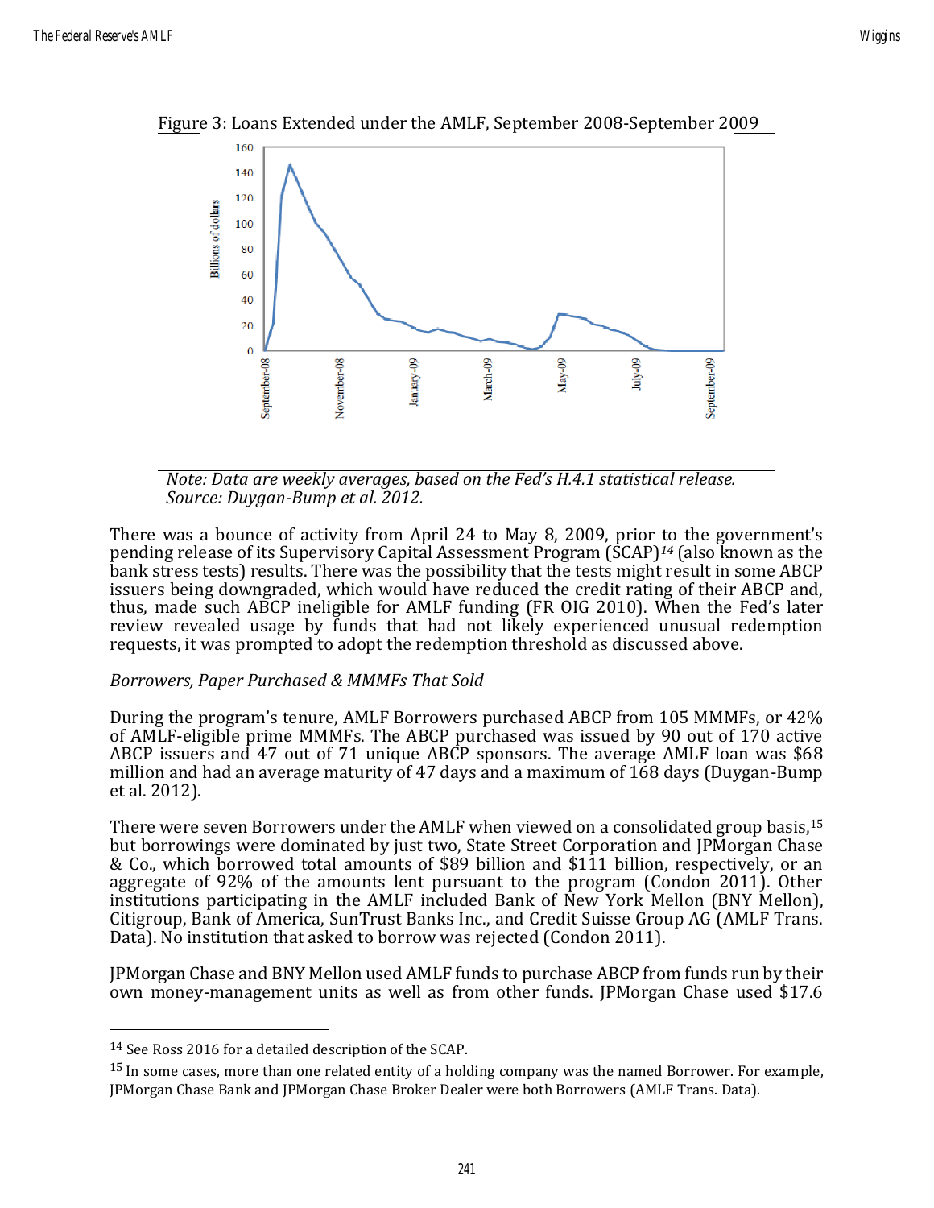Figure 3: Loans Extended under the AMLF, September 2008-September 2009

*Note: Data are weekly averages, based on the Fed's H.4.1 statistical release.*
*Source: Duygan-Bump et al. 2012.*

There was a bounce of activity from April 24 to May 8, 2009, prior to the government's pending release of its Supervisory Capital Assessment Program (SCAP)[14] (also known as the bank stress tests) results. There was the possibility that the tests might result in some ABCP issuers being downgraded, which would have reduced the credit rating of their ABCP and, thus, made such ABCP ineligible for AMLF funding (FR OIG 2010). When the Fed's later review revealed usage by funds that had not likely experienced unusual redemption requests, it was prompted to adopt the redemption threshold as discussed above.

*Borrowers, Paper Purchased & MMMFs That Sold*

During the program's tenure, AMLF Borrowers purchased ABCP from 105 MMMFs, or 42% of AMLF-eligible prime MMMFs. The ABCP purchased was issued by 90 out of 170 active ABCP issuers and 47 out of 71 unique ABCP sponsors. The average AMLF loan was $68 million and had an average maturity of 47 days and a maximum of 168 days (Duygan-Bump et al. 2012).

There were seven Borrowers under the AMLF when viewed on a consolidated group basis,[15] but borrowings were dominated by just two, State Street Corporation and JPMorgan Chase & Co., which borrowed total amounts of $89 billion and $111 billion, respectively, or an aggregate of 92% of the amounts lent pursuant to the program (Condon 2011). Other institutions participating in the AMLF included Bank of New York Mellon (BNY Mellon), Citigroup, Bank of America, SunTrust Banks Inc., and Credit Suisse Group AG (AMLF Trans. Data). No institution that asked to borrow was rejected (Condon 2011).

JPMorgan Chase and BNY Mellon used AMLF funds to purchase ABCP from funds run by their own money-management units as well as from other funds. JPMorgan Chase used $17.6

---

[14] See Ross 2016 for a detailed description of the SCAP.

[15] In some cases, more than one related entity of a holding company was the named Borrower. For example, JPMorgan Chase Bank and JPMorgan Chase Broker Dealer were both Borrowers (AMLF Trans. Data).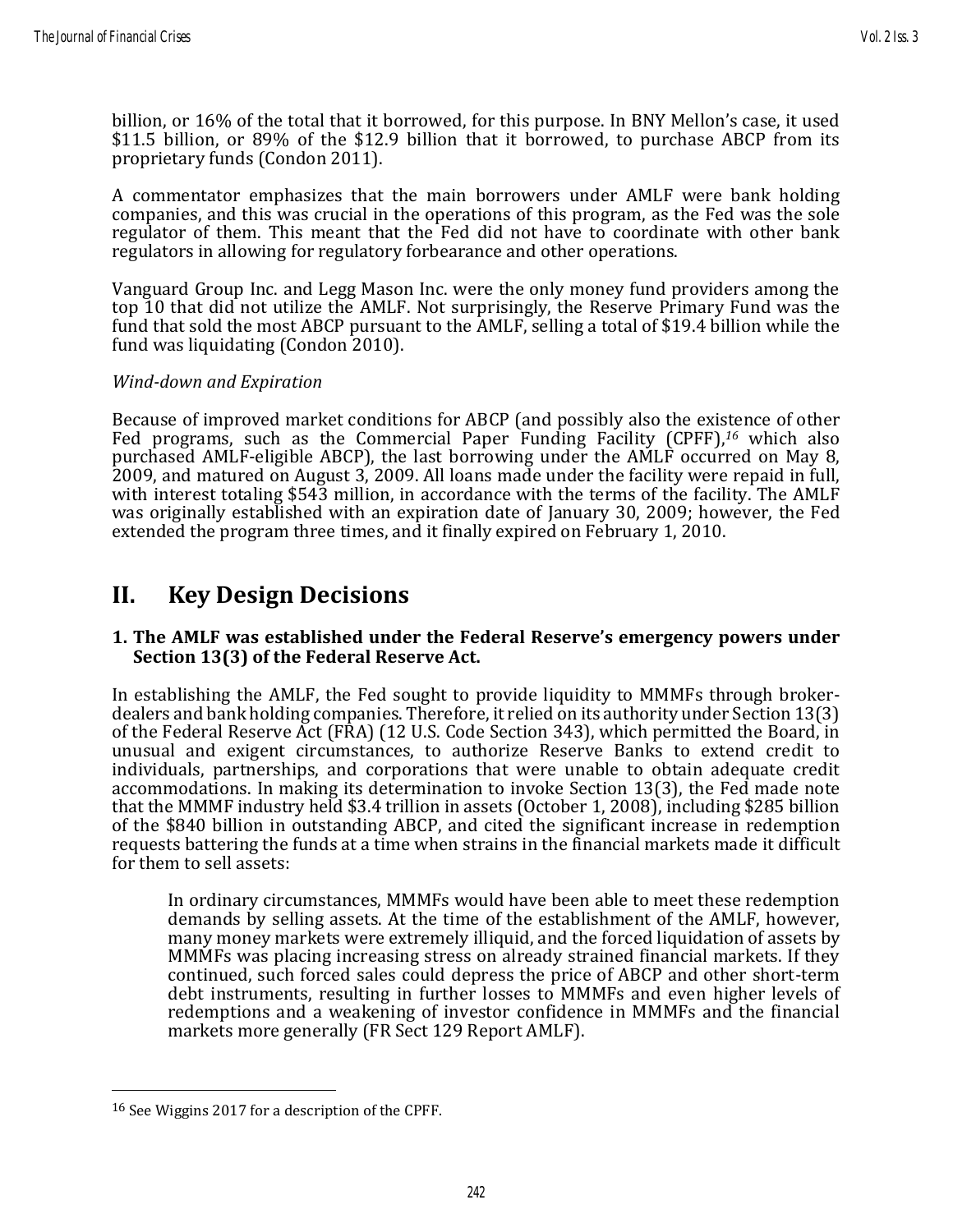billion, or 16% of the total that it borrowed, for this purpose. In BNY Mellon's case, it used $11.5 billion, or 89% of the $12.9 billion that it borrowed, to purchase ABCP from its proprietary funds (Condon 2011).

A commentator emphasizes that the main borrowers under AMLF were bank holding companies, and this was crucial in the operations of this program, as the Fed was the sole regulator of them. This meant that the Fed did not have to coordinate with other bank regulators in allowing for regulatory forbearance and other operations.

Vanguard Group Inc. and Legg Mason Inc. were the only money fund providers among the top 10 that did not utilize the AMLF. Not surprisingly, the Reserve Primary Fund was the fund that sold the most ABCP pursuant to the AMLF, selling a total of $19.4 billion while the fund was liquidating (Condon 2010).

*Wind-down and Expiration*

Because of improved market conditions for ABCP (and possibly also the existence of other Fed programs, such as the Commercial Paper Funding Facility (CPFF),[16] which also purchased AMLF-eligible ABCP), the last borrowing under the AMLF occurred on May 8, 2009, and matured on August 3, 2009. All loans made under the facility were repaid in full, with interest totaling $543 million, in accordance with the terms of the facility. The AMLF was originally established with an expiration date of January 30, 2009; however, the Fed extended the program three times, and it finally expired on February 1, 2010.

# II. Key Design Decisions

### 1. The AMLF was established under the Federal Reserve's emergency powers under Section 13(3) of the Federal Reserve Act.

In establishing the AMLF, the Fed sought to provide liquidity to MMMFs through broker-dealers and bank holding companies. Therefore, it relied on its authority under Section 13(3) of the Federal Reserve Act (FRA) (12 U.S. Code Section 343), which permitted the Board, in unusual and exigent circumstances, to authorize Reserve Banks to extend credit to individuals, partnerships, and corporations that were unable to obtain adequate credit accommodations. In making its determination to invoke Section 13(3), the Fed made note that the MMMF industry held $3.4 trillion in assets (October 1, 2008), including $285 billion of the $840 billion in outstanding ABCP, and cited the significant increase in redemption requests battering the funds at a time when strains in the financial markets made it difficult for them to sell assets:

> In ordinary circumstances, MMMFs would have been able to meet these redemption demands by selling assets. At the time of the establishment of the AMLF, however, many money markets were extremely illiquid, and the forced liquidation of assets by MMMFs was placing increasing stress on already strained financial markets. If they continued, such forced sales could depress the price of ABCP and other short-term debt instruments, resulting in further losses to MMMFs and even higher levels of redemptions and a weakening of investor confidence in MMMFs and the financial markets more generally (FR Sect 129 Report AMLF).

---

[16] See Wiggins 2017 for a description of the CPFF.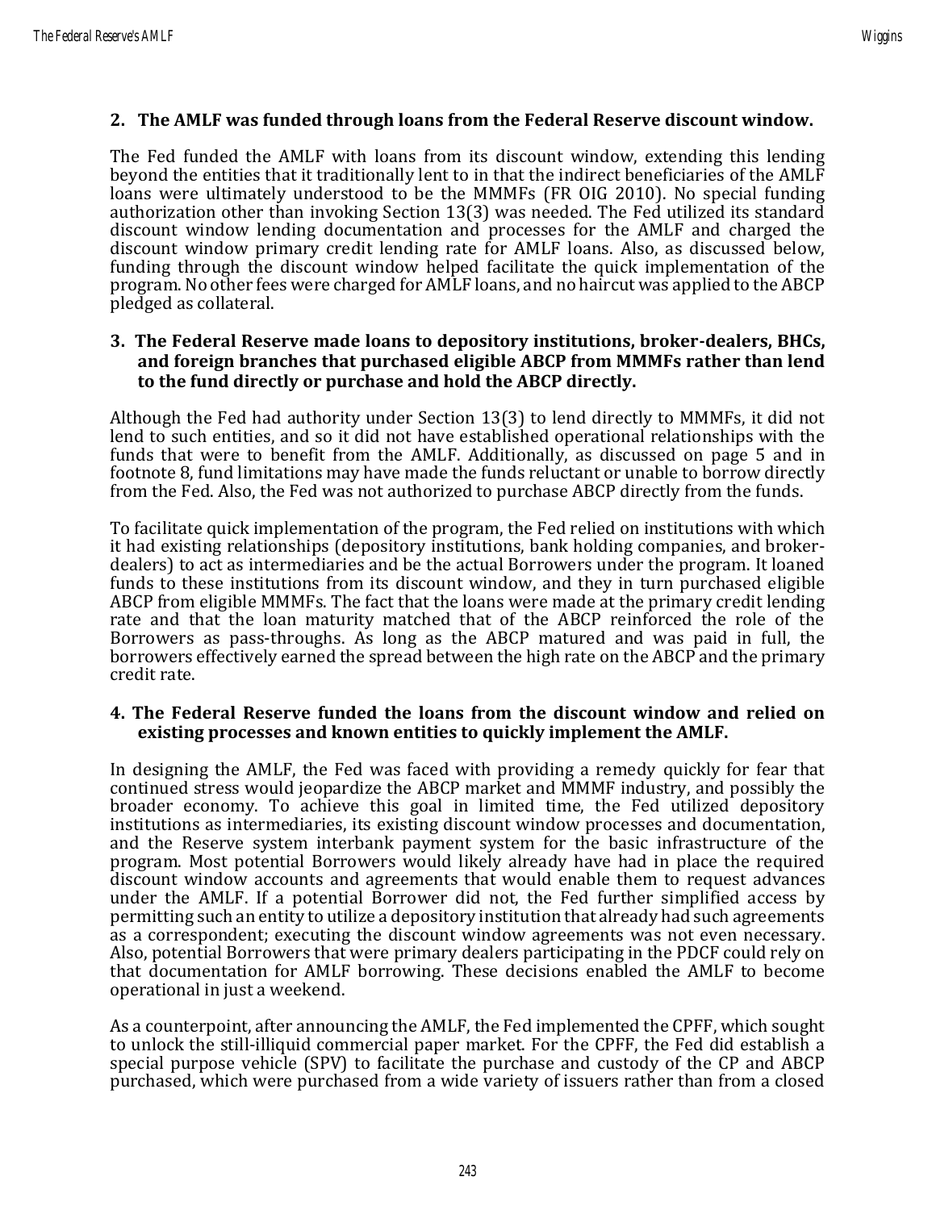### 2. The AMLF was funded through loans from the Federal Reserve discount window.

The Fed funded the AMLF with loans from its discount window, extending this lending beyond the entities that it traditionally lent to in that the indirect beneficiaries of the AMLF loans were ultimately understood to be the MMMFs (FR OIG 2010). No special funding authorization other than invoking Section 13(3) was needed. The Fed utilized its standard discount window lending documentation and processes for the AMLF and charged the discount window primary credit lending rate for AMLF loans. Also, as discussed below, funding through the discount window helped facilitate the quick implementation of the program. No other fees were charged for AMLF loans, and no haircut was applied to the ABCP pledged as collateral.

### 3. The Federal Reserve made loans to depository institutions, broker-dealers, BHCs, and foreign branches that purchased eligible ABCP from MMMFs rather than lend to the fund directly or purchase and hold the ABCP directly.

Although the Fed had authority under Section 13(3) to lend directly to MMMFs, it did not lend to such entities, and so it did not have established operational relationships with the funds that were to benefit from the AMLF. Additionally, as discussed on page 5 and in footnote 8, fund limitations may have made the funds reluctant or unable to borrow directly from the Fed. Also, the Fed was not authorized to purchase ABCP directly from the funds.

To facilitate quick implementation of the program, the Fed relied on institutions with which it had existing relationships (depository institutions, bank holding companies, and broker-dealers) to act as intermediaries and be the actual Borrowers under the program. It loaned funds to these institutions from its discount window, and they in turn purchased eligible ABCP from eligible MMMFs. The fact that the loans were made at the primary credit lending rate and that the loan maturity matched that of the ABCP reinforced the role of the Borrowers as pass-throughs. As long as the ABCP matured and was paid in full, the borrowers effectively earned the spread between the high rate on the ABCP and the primary credit rate.

### 4. The Federal Reserve funded the loans from the discount window and relied on existing processes and known entities to quickly implement the AMLF.

In designing the AMLF, the Fed was faced with providing a remedy quickly for fear that continued stress would jeopardize the ABCP market and MMMF industry, and possibly the broader economy. To achieve this goal in limited time, the Fed utilized depository institutions as intermediaries, its existing discount window processes and documentation, and the Reserve system interbank payment system for the basic infrastructure of the program. Most potential Borrowers would likely already have had in place the required discount window accounts and agreements that would enable them to request advances under the AMLF. If a potential Borrower did not, the Fed further simplified access by permitting such an entity to utilize a depository institution that already had such agreements as a correspondent; executing the discount window agreements was not even necessary. Also, potential Borrowers that were primary dealers participating in the PDCF could rely on that documentation for AMLF borrowing. These decisions enabled the AMLF to become operational in just a weekend.

As a counterpoint, after announcing the AMLF, the Fed implemented the CPFF, which sought to unlock the still-illiquid commercial paper market. For the CPFF, the Fed did establish a special purpose vehicle (SPV) to facilitate the purchase and custody of the CP and ABCP purchased, which were purchased from a wide variety of issuers rather than from a closed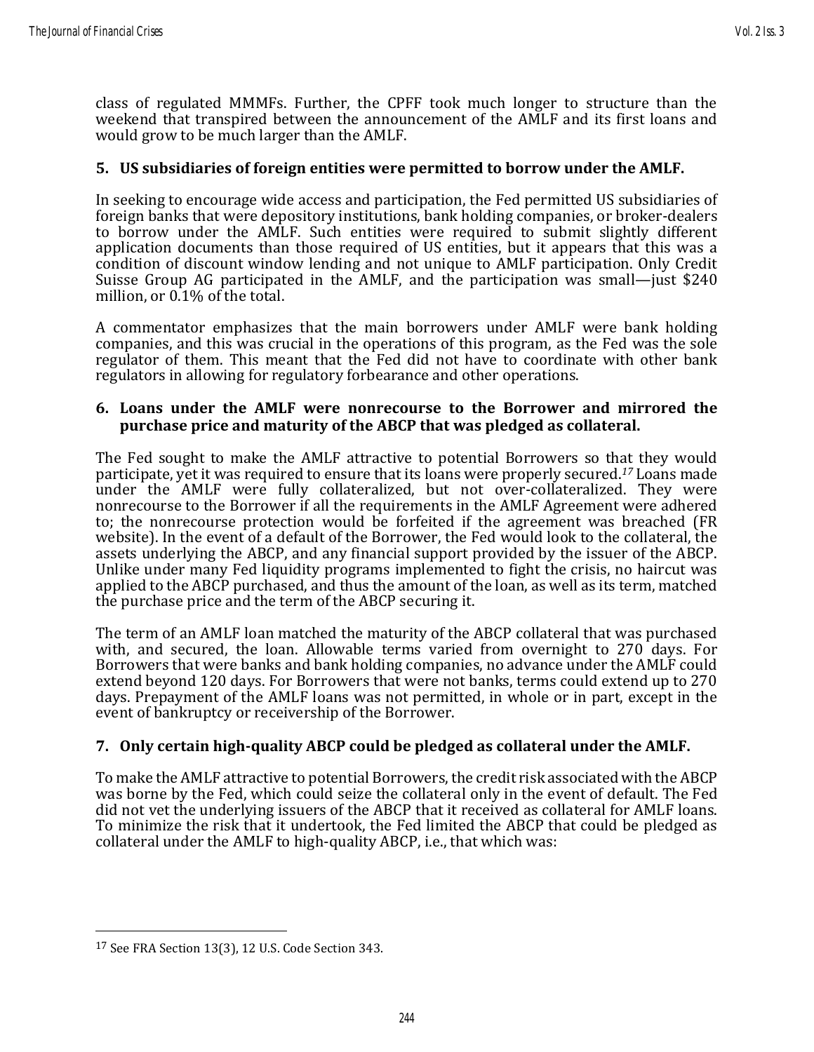class of regulated MMMFs. Further, the CPFF took much longer to structure than the weekend that transpired between the announcement of the AMLF and its first loans and would grow to be much larger than the AMLF.

### 5. US subsidiaries of foreign entities were permitted to borrow under the AMLF.

In seeking to encourage wide access and participation, the Fed permitted US subsidiaries of foreign banks that were depository institutions, bank holding companies, or broker-dealers to borrow under the AMLF. Such entities were required to submit slightly different application documents than those required of US entities, but it appears that this was a condition of discount window lending and not unique to AMLF participation. Only Credit Suisse Group AG participated in the AMLF, and the participation was small—just $240 million, or 0.1% of the total.

A commentator emphasizes that the main borrowers under AMLF were bank holding companies, and this was crucial in the operations of this program, as the Fed was the sole regulator of them. This meant that the Fed did not have to coordinate with other bank regulators in allowing for regulatory forbearance and other operations.

### 6. Loans under the AMLF were nonrecourse to the Borrower and mirrored the purchase price and maturity of the ABCP that was pledged as collateral.

The Fed sought to make the AMLF attractive to potential Borrowers so that they would participate, yet it was required to ensure that its loans were properly secured.[17] Loans made under the AMLF were fully collateralized, but not over-collateralized. They were nonrecourse to the Borrower if all the requirements in the AMLF Agreement were adhered to; the nonrecourse protection would be forfeited if the agreement was breached (FR website). In the event of a default of the Borrower, the Fed would look to the collateral, the assets underlying the ABCP, and any financial support provided by the issuer of the ABCP. Unlike under many Fed liquidity programs implemented to fight the crisis, no haircut was applied to the ABCP purchased, and thus the amount of the loan, as well as its term, matched the purchase price and the term of the ABCP securing it.

The term of an AMLF loan matched the maturity of the ABCP collateral that was purchased with, and secured, the loan. Allowable terms varied from overnight to 270 days. For Borrowers that were banks and bank holding companies, no advance under the AMLF could extend beyond 120 days. For Borrowers that were not banks, terms could extend up to 270 days. Prepayment of the AMLF loans was not permitted, in whole or in part, except in the event of bankruptcy or receivership of the Borrower.

### 7. Only certain high-quality ABCP could be pledged as collateral under the AMLF.

To make the AMLF attractive to potential Borrowers, the credit risk associated with the ABCP was borne by the Fed, which could seize the collateral only in the event of default. The Fed did not vet the underlying issuers of the ABCP that it received as collateral for AMLF loans. To minimize the risk that it undertook, the Fed limited the ABCP that could be pledged as collateral under the AMLF to high-quality ABCP, i.e., that which was:

---

[17] See FRA Section 13(3), 12 U.S. Code Section 343.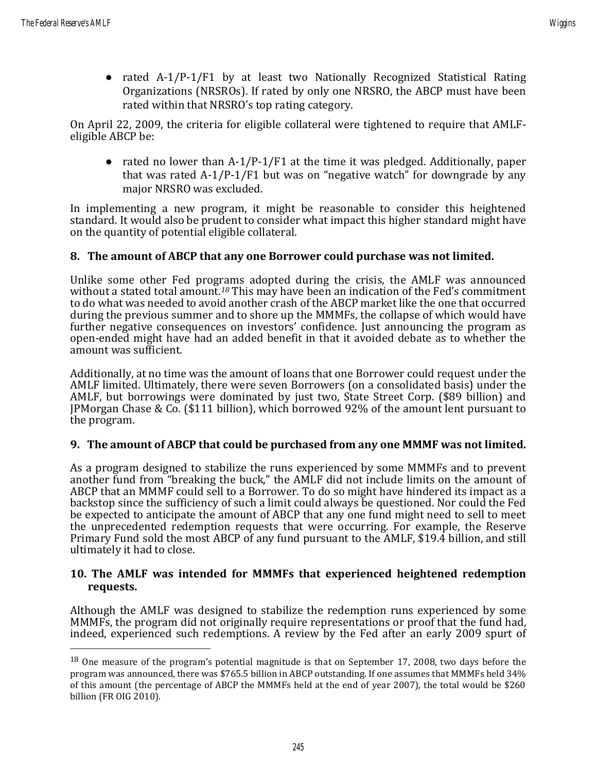- rated A-1/P-1/F1 by at least two Nationally Recognized Statistical Rating Organizations (NRSROs). If rated by only one NRSRO, the ABCP must have been rated within that NRSRO's top rating category.

On April 22, 2009, the criteria for eligible collateral were tightened to require that AMLF-eligible ABCP be:

- rated no lower than A-1/P-1/F1 at the time it was pledged. Additionally, paper that was rated A-1/P-1/F1 but was on "negative watch" for downgrade by any major NRSRO was excluded.

In implementing a new program, it might be reasonable to consider this heightened standard. It would also be prudent to consider what impact this higher standard might have on the quantity of potential eligible collateral.

### 8. The amount of ABCP that any one Borrower could purchase was not limited.

Unlike some other Fed programs adopted during the crisis, the AMLF was announced without a stated total amount.[18] This may have been an indication of the Fed's commitment to do what was needed to avoid another crash of the ABCP market like the one that occurred during the previous summer and to shore up the MMMFs, the collapse of which would have further negative consequences on investors' confidence. Just announcing the program as open-ended might have had an added benefit in that it avoided debate as to whether the amount was sufficient.

Additionally, at no time was the amount of loans that one Borrower could request under the AMLF limited. Ultimately, there were seven Borrowers (on a consolidated basis) under the AMLF, but borrowings were dominated by just two, State Street Corp. ($89 billion) and JPMorgan Chase & Co. ($111 billion), which borrowed 92% of the amount lent pursuant to the program.

### 9. The amount of ABCP that could be purchased from any one MMMF was not limited.

As a program designed to stabilize the runs experienced by some MMMFs and to prevent another fund from "breaking the buck," the AMLF did not include limits on the amount of ABCP that an MMMF could sell to a Borrower. To do so might have hindered its impact as a backstop since the sufficiency of such a limit could always be questioned. Nor could the Fed be expected to anticipate the amount of ABCP that any one fund might need to sell to meet the unprecedented redemption requests that were occurring. For example, the Reserve Primary Fund sold the most ABCP of any fund pursuant to the AMLF, $19.4 billion, and still ultimately it had to close.

### 10. The AMLF was intended for MMMFs that experienced heightened redemption requests.

Although the AMLF was designed to stabilize the redemption runs experienced by some MMMFs, the program did not originally require representations or proof that the fund had, indeed, experienced such redemptions. A review by the Fed after an early 2009 spurt of

---

[18] One measure of the program's potential magnitude is that on September 17, 2008, two days before the program was announced, there was $765.5 billion in ABCP outstanding. If one assumes that MMMFs held 34% of this amount (the percentage of ABCP the MMMFs held at the end of year 2007), the total would be $260 billion (FR OIG 2010).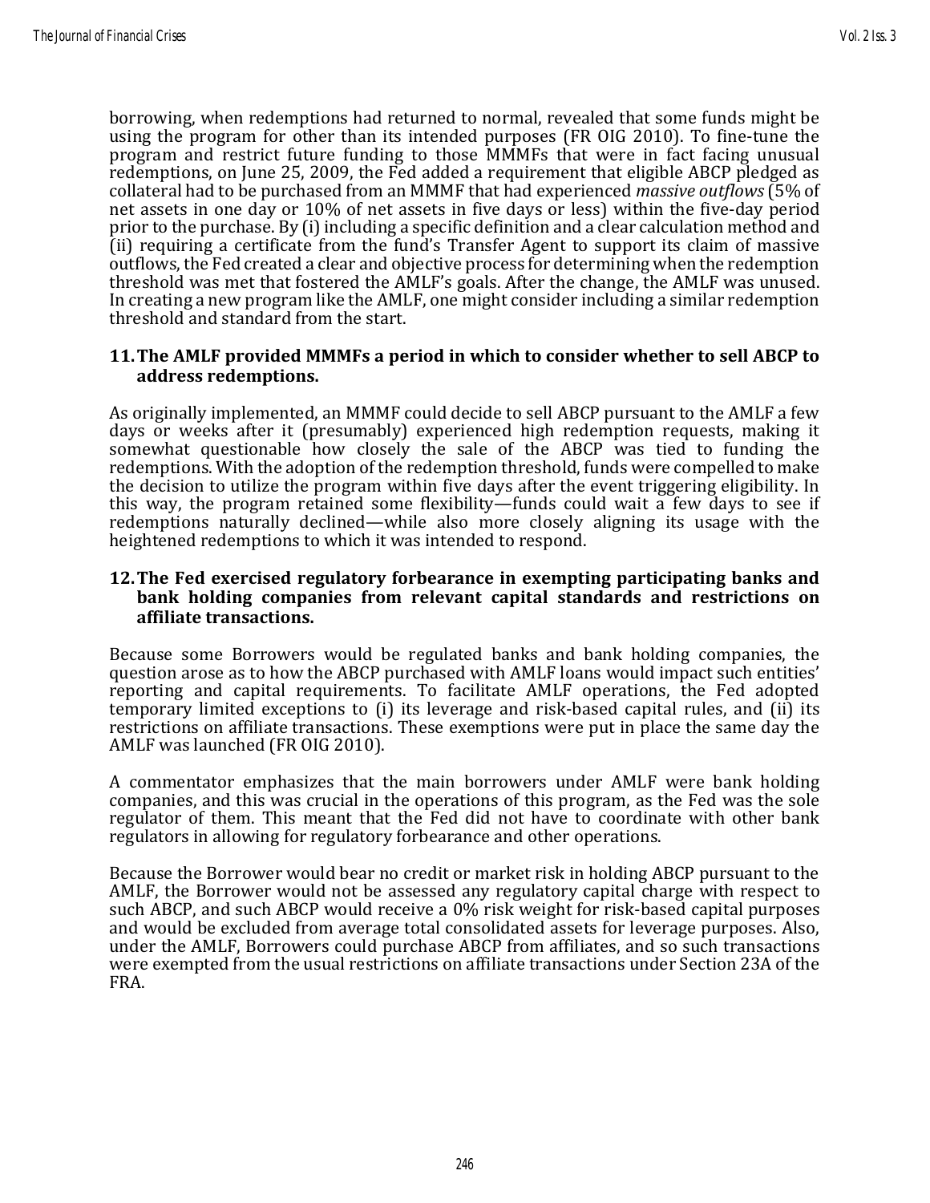borrowing, when redemptions had returned to normal, revealed that some funds might be using the program for other than its intended purposes (FR OIG 2010). To fine-tune the program and restrict future funding to those MMMFs that were in fact facing unusual redemptions, on June 25, 2009, the Fed added a requirement that eligible ABCP pledged as collateral had to be purchased from an MMMF that had experienced *massive outflows* (5% of net assets in one day or 10% of net assets in five days or less) within the five-day period prior to the purchase. By (i) including a specific definition and a clear calculation method and (ii) requiring a certificate from the fund's Transfer Agent to support its claim of massive outflows, the Fed created a clear and objective process for determining when the redemption threshold was met that fostered the AMLF's goals. After the change, the AMLF was unused. In creating a new program like the AMLF, one might consider including a similar redemption threshold and standard from the start.

### 11. The AMLF provided MMMFs a period in which to consider whether to sell ABCP to address redemptions.

As originally implemented, an MMMF could decide to sell ABCP pursuant to the AMLF a few days or weeks after it (presumably) experienced high redemption requests, making it somewhat questionable how closely the sale of the ABCP was tied to funding the redemptions. With the adoption of the redemption threshold, funds were compelled to make the decision to utilize the program within five days after the event triggering eligibility. In this way, the program retained some flexibility—funds could wait a few days to see if redemptions naturally declined—while also more closely aligning its usage with the heightened redemptions to which it was intended to respond.

### 12. The Fed exercised regulatory forbearance in exempting participating banks and bank holding companies from relevant capital standards and restrictions on affiliate transactions.

Because some Borrowers would be regulated banks and bank holding companies, the question arose as to how the ABCP purchased with AMLF loans would impact such entities' reporting and capital requirements. To facilitate AMLF operations, the Fed adopted temporary limited exceptions to (i) its leverage and risk-based capital rules, and (ii) its restrictions on affiliate transactions. These exemptions were put in place the same day the AMLF was launched (FR OIG 2010).

A commentator emphasizes that the main borrowers under AMLF were bank holding companies, and this was crucial in the operations of this program, as the Fed was the sole regulator of them. This meant that the Fed did not have to coordinate with other bank regulators in allowing for regulatory forbearance and other operations.

Because the Borrower would bear no credit or market risk in holding ABCP pursuant to the AMLF, the Borrower would not be assessed any regulatory capital charge with respect to such ABCP, and such ABCP would receive a 0% risk weight for risk-based capital purposes and would be excluded from average total consolidated assets for leverage purposes. Also, under the AMLF, Borrowers could purchase ABCP from affiliates, and so such transactions were exempted from the usual restrictions on affiliate transactions under Section 23A of the FRA.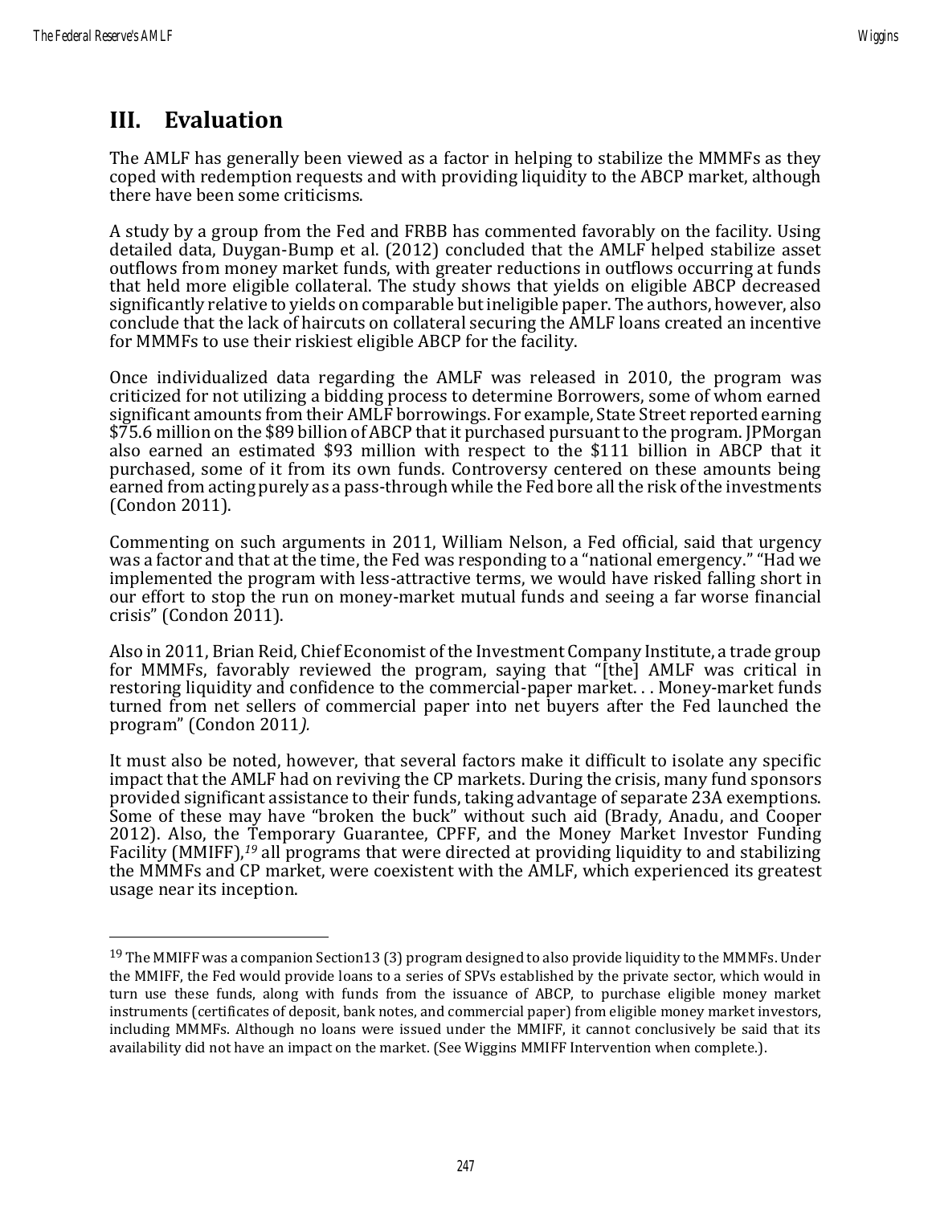## III. Evaluation

The AMLF has generally been viewed as a factor in helping to stabilize the MMMFs as they coped with redemption requests and with providing liquidity to the ABCP market, although there have been some criticisms.

A study by a group from the Fed and FRBB has commented favorably on the facility. Using detailed data, Duygan-Bump et al. (2012) concluded that the AMLF helped stabilize asset outflows from money market funds, with greater reductions in outflows occurring at funds that held more eligible collateral. The study shows that yields on eligible ABCP decreased significantly relative to yields on comparable but ineligible paper. The authors, however, also conclude that the lack of haircuts on collateral securing the AMLF loans created an incentive for MMMFs to use their riskiest eligible ABCP for the facility.

Once individualized data regarding the AMLF was released in 2010, the program was criticized for not utilizing a bidding process to determine Borrowers, some of whom earned significant amounts from their AMLF borrowings. For example, State Street reported earning $75.6 million on the $89 billion of ABCP that it purchased pursuant to the program. JPMorgan also earned an estimated $93 million with respect to the $111 billion in ABCP that it purchased, some of it from its own funds. Controversy centered on these amounts being earned from acting purely as a pass-through while the Fed bore all the risk of the investments (Condon 2011).

Commenting on such arguments in 2011, William Nelson, a Fed official, said that urgency was a factor and that at the time, the Fed was responding to a "national emergency." "Had we implemented the program with less-attractive terms, we would have risked falling short in our effort to stop the run on money-market mutual funds and seeing a far worse financial crisis" (Condon 2011).

Also in 2011, Brian Reid, Chief Economist of the Investment Company Institute, a trade group for MMMFs, favorably reviewed the program, saying that "[the] AMLF was critical in restoring liquidity and confidence to the commercial-paper market. . . Money-market funds turned from net sellers of commercial paper into net buyers after the Fed launched the program" (Condon 2011*).*

It must also be noted, however, that several factors make it difficult to isolate any specific impact that the AMLF had on reviving the CP markets. During the crisis, many fund sponsors provided significant assistance to their funds, taking advantage of separate 23A exemptions. Some of these may have "broken the buck" without such aid (Brady, Anadu, and Cooper 2012). Also, the Temporary Guarantee, CPFF, and the Money Market Investor Funding Facility (MMIFF),[19] all programs that were directed at providing liquidity to and stabilizing the MMMFs and CP market, were coexistent with the AMLF, which experienced its greatest usage near its inception.

---

[19] The MMIFF was a companion Section13 (3) program designed to also provide liquidity to the MMMFs. Under the MMIFF, the Fed would provide loans to a series of SPVs established by the private sector, which would in turn use these funds, along with funds from the issuance of ABCP, to purchase eligible money market instruments (certificates of deposit, bank notes, and commercial paper) from eligible money market investors, including MMMFs. Although no loans were issued under the MMIFF, it cannot conclusively be said that its availability did not have an impact on the market. (See Wiggins MMIFF Intervention when complete.).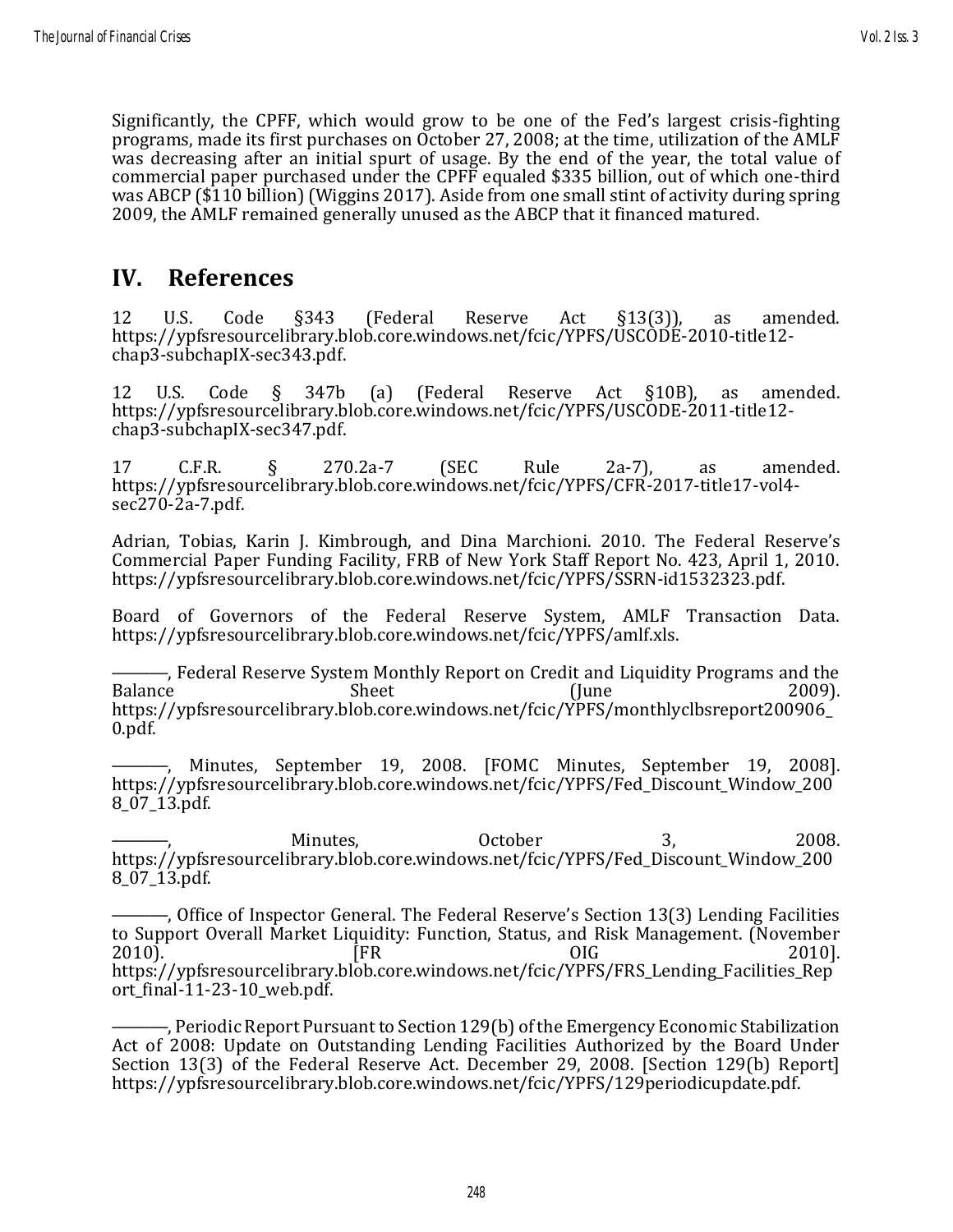Significantly, the CPFF, which would grow to be one of the Fed's largest crisis-fighting programs, made its first purchases on October 27, 2008; at the time, utilization of the AMLF was decreasing after an initial spurt of usage. By the end of the year, the total value of commercial paper purchased under the CPFF equaled $335 billion, out of which one-third was ABCP ($110 billion) (Wiggins 2017). Aside from one small stint of activity during spring 2009, the AMLF remained generally unused as the ABCP that it financed matured.

# IV. References

12 U.S. Code §343 (Federal Reserve Act §13(3)), as amended. https://ypfsresourcelibrary.blob.core.windows.net/fcic/YPFS/USCODE-2010-title12-chap3-subchapIX-sec343.pdf.

12 U.S. Code § 347b (a) (Federal Reserve Act §10B), as amended. https://ypfsresourcelibrary.blob.core.windows.net/fcic/YPFS/USCODE-2011-title12-chap3-subchapIX-sec347.pdf.

17 C.F.R. § 270.2a-7 (SEC Rule 2a-7), as amended. https://ypfsresourcelibrary.blob.core.windows.net/fcic/YPFS/CFR-2017-title17-vol4-sec270-2a-7.pdf.

Adrian, Tobias, Karin J. Kimbrough, and Dina Marchioni. 2010. The Federal Reserve's Commercial Paper Funding Facility, FRB of New York Staff Report No. 423, April 1, 2010. https://ypfsresourcelibrary.blob.core.windows.net/fcic/YPFS/SSRN-id1532323.pdf.

Board of Governors of the Federal Reserve System, AMLF Transaction Data. https://ypfsresourcelibrary.blob.core.windows.net/fcic/YPFS/amlf.xls.

———, Federal Reserve System Monthly Report on Credit and Liquidity Programs and the Balance Sheet (June 2009). https://ypfsresourcelibrary.blob.core.windows.net/fcic/YPFS/monthlyclbsreport200906_0.pdf.

———, Minutes, September 19, 2008. [FOMC Minutes, September 19, 2008]. https://ypfsresourcelibrary.blob.core.windows.net/fcic/YPFS/Fed_Discount_Window_2008_07_13.pdf.

———, Minutes, October 3, 2008. https://ypfsresourcelibrary.blob.core.windows.net/fcic/YPFS/Fed_Discount_Window_2008_07_13.pdf.

———, Office of Inspector General. The Federal Reserve's Section 13(3) Lending Facilities to Support Overall Market Liquidity: Function, Status, and Risk Management. (November 2010). [FR OIG 2010]. https://ypfsresourcelibrary.blob.core.windows.net/fcic/YPFS/FRS_Lending_Facilities_Report_final-11-23-10_web.pdf.

———, Periodic Report Pursuant to Section 129(b) of the Emergency Economic Stabilization Act of 2008: Update on Outstanding Lending Facilities Authorized by the Board Under Section 13(3) of the Federal Reserve Act. December 29, 2008. [Section 129(b) Report] https://ypfsresourcelibrary.blob.core.windows.net/fcic/YPFS/129periodicupdate.pdf.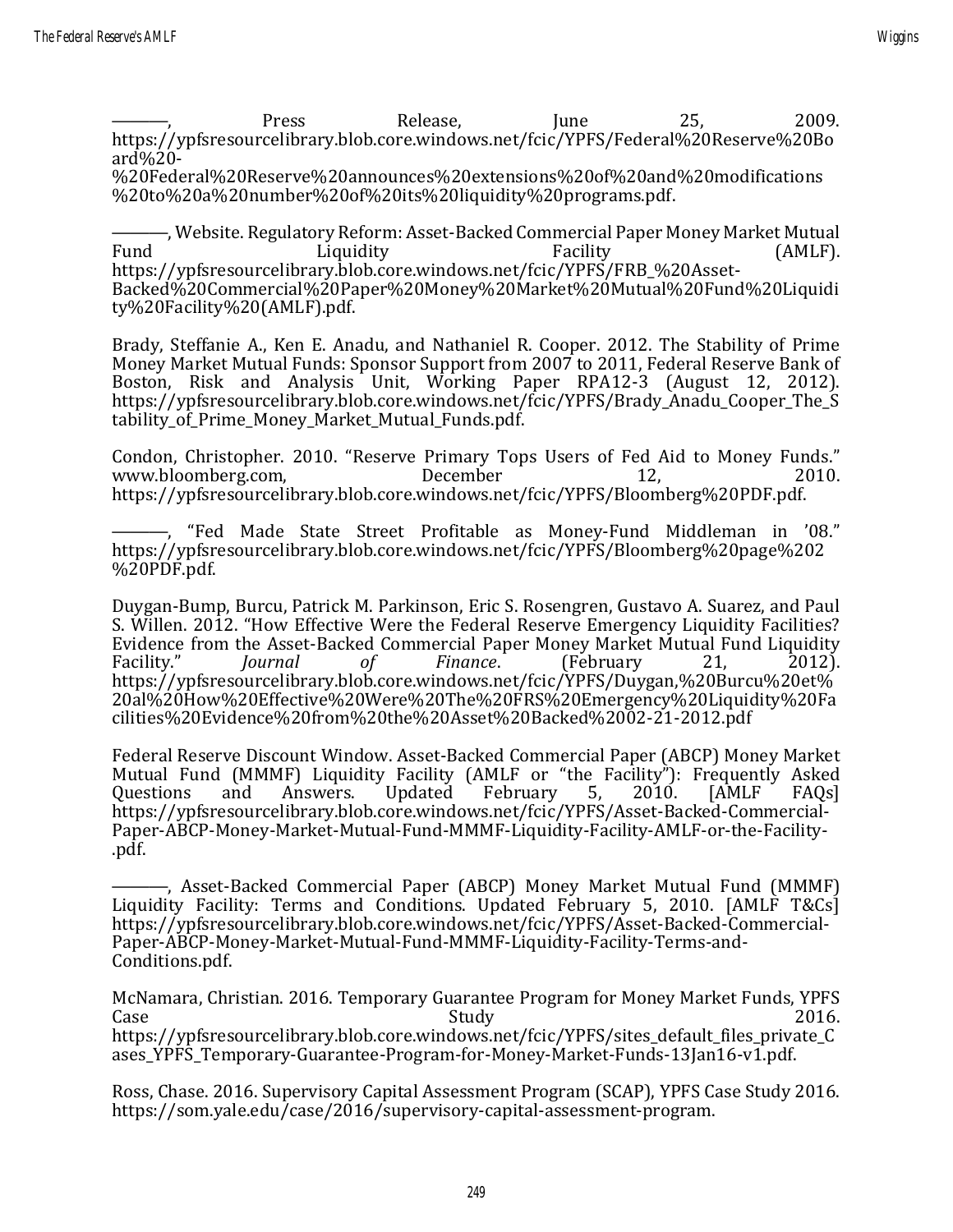———, Press Release, June 25, 2009. https://ypfsresourcelibrary.blob.core.windows.net/fcic/YPFS/Federal%20Reserve%20Board%20-%20Federal%20Reserve%20announces%20extensions%20of%20and%20modifications%20to%20a%20number%20of%20its%20liquidity%20programs.pdf.

———, Website. Regulatory Reform: Asset-Backed Commercial Paper Money Market Mutual Fund Liquidity Facility (AMLF). https://ypfsresourcelibrary.blob.core.windows.net/fcic/YPFS/FRB_%20Asset-Backed%20Commercial%20Paper%20Money%20Market%20Mutual%20Fund%20Liquidity%20Facility%20(AMLF).pdf.

Brady, Steffanie A., Ken E. Anadu, and Nathaniel R. Cooper. 2012. The Stability of Prime Money Market Mutual Funds: Sponsor Support from 2007 to 2011, Federal Reserve Bank of Boston, Risk and Analysis Unit, Working Paper RPA12-3 (August 12, 2012). https://ypfsresourcelibrary.blob.core.windows.net/fcic/YPFS/Brady_Anadu_Cooper_The_Stability_of_Prime_Money_Market_Mutual_Funds.pdf.

Condon, Christopher. 2010. "Reserve Primary Tops Users of Fed Aid to Money Funds." www.bloomberg.com, December 12, 2010. https://ypfsresourcelibrary.blob.core.windows.net/fcic/YPFS/Bloomberg%20PDF.pdf.

———, "Fed Made State Street Profitable as Money-Fund Middleman in '08." https://ypfsresourcelibrary.blob.core.windows.net/fcic/YPFS/Bloomberg%20page%202%20PDF.pdf.

Duygan-Bump, Burcu, Patrick M. Parkinson, Eric S. Rosengren, Gustavo A. Suarez, and Paul S. Willen. 2012. "How Effective Were the Federal Reserve Emergency Liquidity Facilities? Evidence from the Asset-Backed Commercial Paper Money Market Mutual Fund Liquidity Facility." *Journal of Finance*. (February 21, 2012). https://ypfsresourcelibrary.blob.core.windows.net/fcic/YPFS/Duygan,%20Burcu%20et%20al%20How%20Effective%20Were%20The%20FRS%20Emergency%20Liquidity%20Facilities%20Evidence%20from%20the%20Asset%20Backed%2002-21-2012.pdf

Federal Reserve Discount Window. Asset-Backed Commercial Paper (ABCP) Money Market Mutual Fund (MMMF) Liquidity Facility (AMLF or "the Facility"): Frequently Asked Questions and Answers. Updated February 5, 2010. [AMLF FAQs] https://ypfsresourcelibrary.blob.core.windows.net/fcic/YPFS/Asset-Backed-Commercial-Paper-ABCP-Money-Market-Mutual-Fund-MMMF-Liquidity-Facility-AMLF-or-the-Facility-.pdf.

———, Asset-Backed Commercial Paper (ABCP) Money Market Mutual Fund (MMMF) Liquidity Facility: Terms and Conditions. Updated February 5, 2010. [AMLF T&Cs] https://ypfsresourcelibrary.blob.core.windows.net/fcic/YPFS/Asset-Backed-Commercial-Paper-ABCP-Money-Market-Mutual-Fund-MMMF-Liquidity-Facility-Terms-and-Conditions.pdf.

McNamara, Christian. 2016. Temporary Guarantee Program for Money Market Funds, YPFS Case Study 2016. https://ypfsresourcelibrary.blob.core.windows.net/fcic/YPFS/sites_default_files_private_Cases_YPFS_Temporary-Guarantee-Program-for-Money-Market-Funds-13Jan16-v1.pdf.

Ross, Chase. 2016. Supervisory Capital Assessment Program (SCAP), YPFS Case Study 2016. https://som.yale.edu/case/2016/supervisory-capital-assessment-program.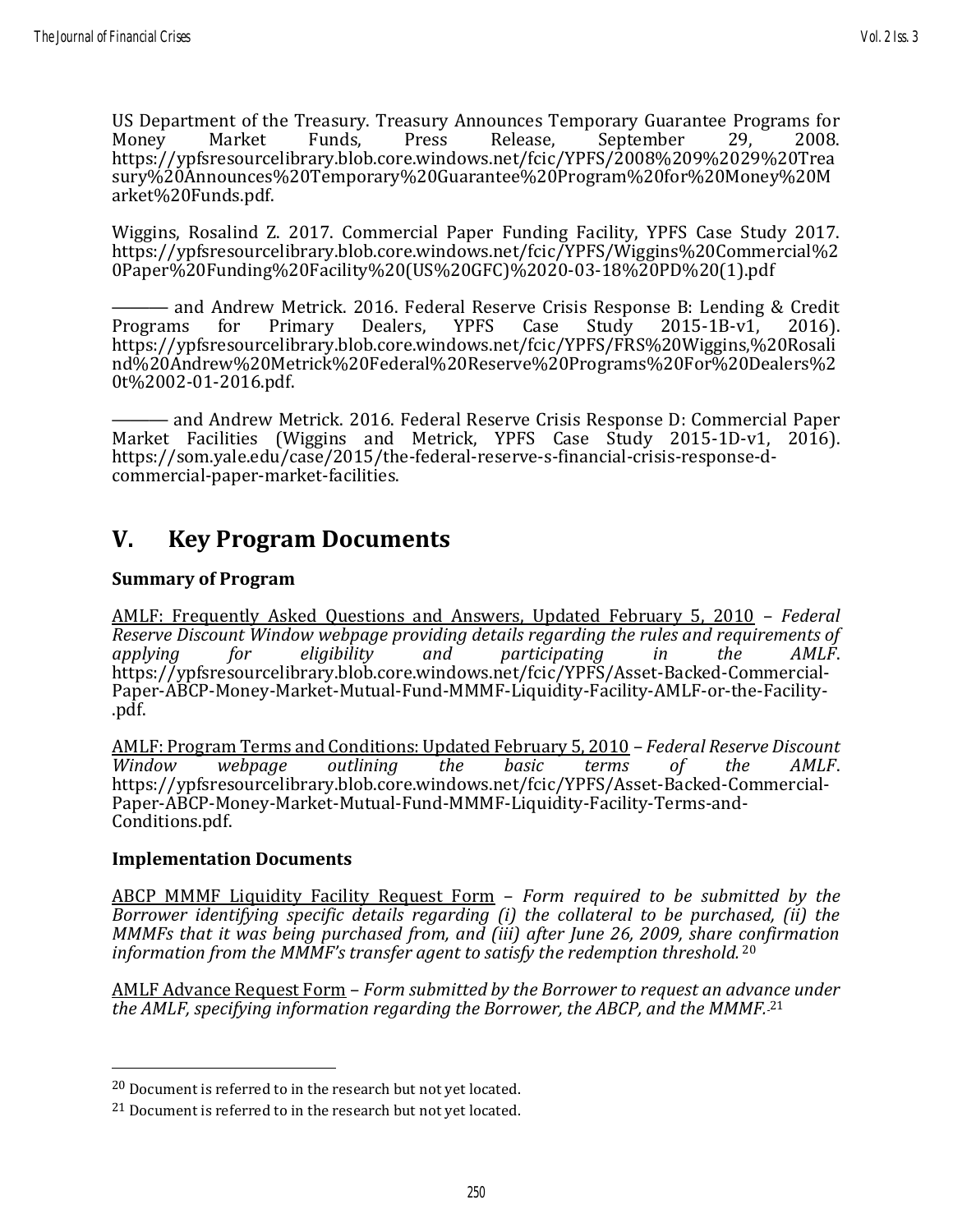US Department of the Treasury. Treasury Announces Temporary Guarantee Programs for Money Market Funds, Press Release, September 29, 2008. https://ypfsresourcelibrary.blob.core.windows.net/fcic/YPFS/2008%209%2029%20Treasury%20Announces%20Temporary%20Guarantee%20Program%20for%20Money%20Market%20Funds.pdf.

Wiggins, Rosalind Z. 2017. Commercial Paper Funding Facility, YPFS Case Study 2017. https://ypfsresourcelibrary.blob.core.windows.net/fcic/YPFS/Wiggins%20Commercial%20Paper%20Funding%20Facility%20(US%20GFC)%2020-03-18%20PD%20(1).pdf

——— and Andrew Metrick. 2016. Federal Reserve Crisis Response B: Lending & Credit Programs for Primary Dealers, YPFS Case Study 2015-1B-v1, 2016). https://ypfsresourcelibrary.blob.core.windows.net/fcic/YPFS/FRS%20Wiggins,%20Rosalind%20Andrew%20Metrick%20Federal%20Reserve%20Programs%20For%20Dealers%20t%2002-01-2016.pdf.

——— and Andrew Metrick. 2016. Federal Reserve Crisis Response D: Commercial Paper Market Facilities (Wiggins and Metrick, YPFS Case Study 2015-1D-v1, 2016). https://som.yale.edu/case/2015/the-federal-reserve-s-financial-crisis-response-d-commercial-paper-market-facilities.

# V. Key Program Documents

### Summary of Program

AMLF: Frequently Asked Questions and Answers, Updated February 5, 2010 – *Federal Reserve Discount Window webpage providing details regarding the rules and requirements of applying for eligibility and participating in the AMLF*. https://ypfsresourcelibrary.blob.core.windows.net/fcic/YPFS/Asset-Backed-Commercial-Paper-ABCP-Money-Market-Mutual-Fund-MMMF-Liquidity-Facility-AMLF-or-the-Facility-.pdf.

AMLF: Program Terms and Conditions: Updated February 5, 2010 – *Federal Reserve Discount Window webpage outlining the basic terms of the AMLF*. https://ypfsresourcelibrary.blob.core.windows.net/fcic/YPFS/Asset-Backed-Commercial-Paper-ABCP-Money-Market-Mutual-Fund-MMMF-Liquidity-Facility-Terms-and-Conditions.pdf.

### Implementation Documents

ABCP MMMF Liquidity Facility Request Form – *Form required to be submitted by the Borrower identifying specific details regarding (i) the collateral to be purchased, (ii) the MMMFs that it was being purchased from, and (iii) after June 26, 2009, share confirmation information from the MMMF's transfer agent to satisfy the redemption threshold.*[20]

AMLF Advance Request Form – *Form submitted by the Borrower to request an advance under the AMLF, specifying information regarding the Borrower, the ABCP, and the MMMF.*[21]

---

[20] Document is referred to in the research but not yet located.

[21] Document is referred to in the research but not yet located.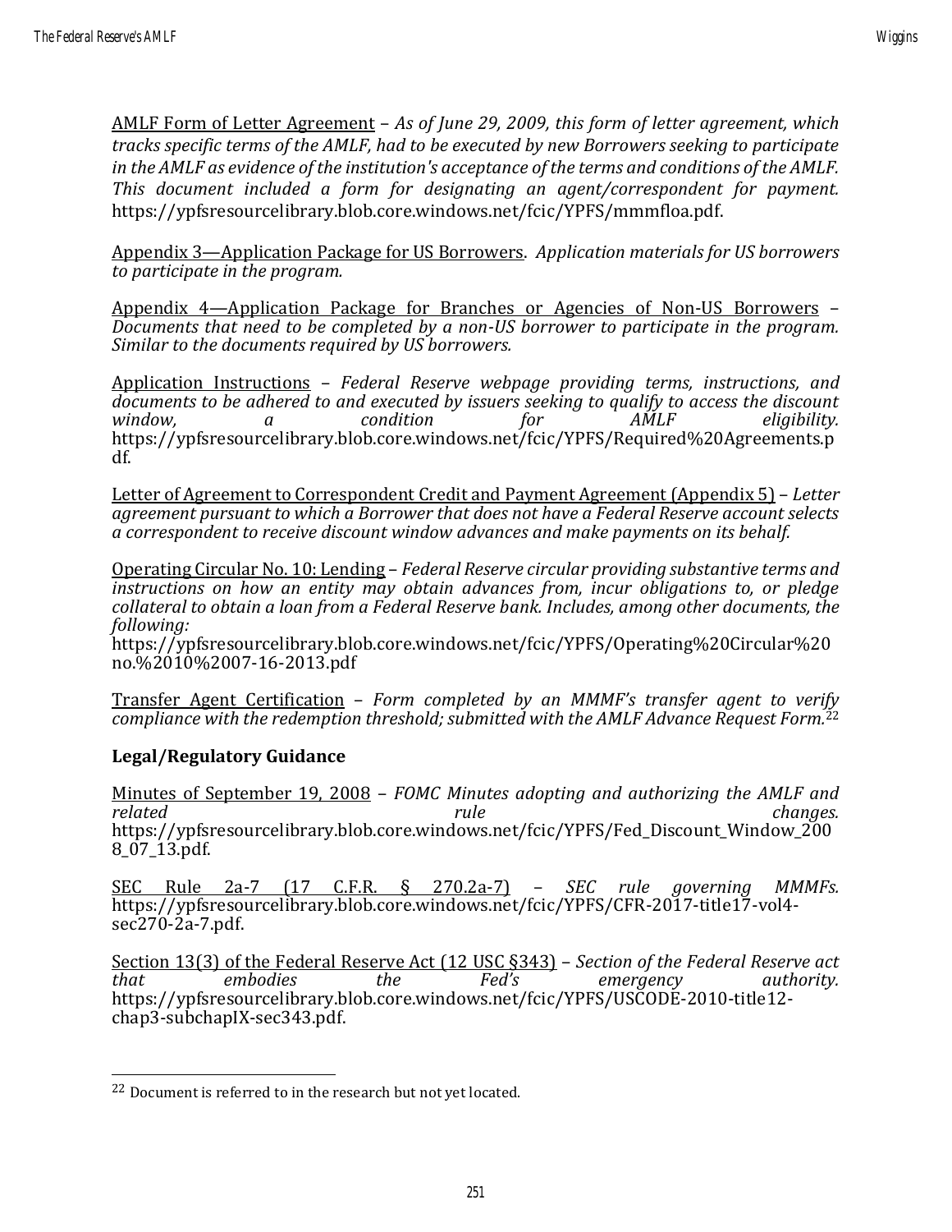AMLF Form of Letter Agreement – *As of June 29, 2009, this form of letter agreement, which tracks specific terms of the AMLF, had to be executed by new Borrowers seeking to participate in the AMLF as evidence of the institution's acceptance of the terms and conditions of the AMLF. This document included a form for designating an agent/correspondent for payment.* https://ypfsresourcelibrary.blob.core.windows.net/fcic/YPFS/mmmfloa.pdf.

Appendix 3—Application Package for US Borrowers. *Application materials for US borrowers to participate in the program.*

Appendix 4—Application Package for Branches or Agencies of Non-US Borrowers – *Documents that need to be completed by a non-US borrower to participate in the program. Similar to the documents required by US borrowers.*

Application Instructions – *Federal Reserve webpage providing terms, instructions, and documents to be adhered to and executed by issuers seeking to qualify to access the discount window, a condition for AMLF eligibility.* https://ypfsresourcelibrary.blob.core.windows.net/fcic/YPFS/Required%20Agreements.pdf.

Letter of Agreement to Correspondent Credit and Payment Agreement (Appendix 5) – *Letter agreement pursuant to which a Borrower that does not have a Federal Reserve account selects a correspondent to receive discount window advances and make payments on its behalf.*

Operating Circular No. 10: Lending – *Federal Reserve circular providing substantive terms and instructions on how an entity may obtain advances from, incur obligations to, or pledge collateral to obtain a loan from a Federal Reserve bank. Includes, among other documents, the following:*
https://ypfsresourcelibrary.blob.core.windows.net/fcic/YPFS/Operating%20Circular%20no.%2010%2007-16-2013.pdf

Transfer Agent Certification – *Form completed by an MMMF's transfer agent to verify compliance with the redemption threshold; submitted with the AMLF Advance Request Form.*[22]

**Legal/Regulatory Guidance**

Minutes of September 19, 2008 – *FOMC Minutes adopting and authorizing the AMLF and related rule changes.* https://ypfsresourcelibrary.blob.core.windows.net/fcic/YPFS/Fed_Discount_Window_2008_07_13.pdf.

SEC Rule 2a-7 (17 C.F.R. § 270.2a-7) – *SEC rule governing MMMFs.* https://ypfsresourcelibrary.blob.core.windows.net/fcic/YPFS/CFR-2017-title17-vol4-sec270-2a-7.pdf.

Section 13(3) of the Federal Reserve Act (12 USC §343) – *Section of the Federal Reserve act that embodies the Fed's emergency authority.* https://ypfsresourcelibrary.blob.core.windows.net/fcic/YPFS/USCODE-2010-title12-chap3-subchapIX-sec343.pdf.

---

[22] Document is referred to in the research but not yet located.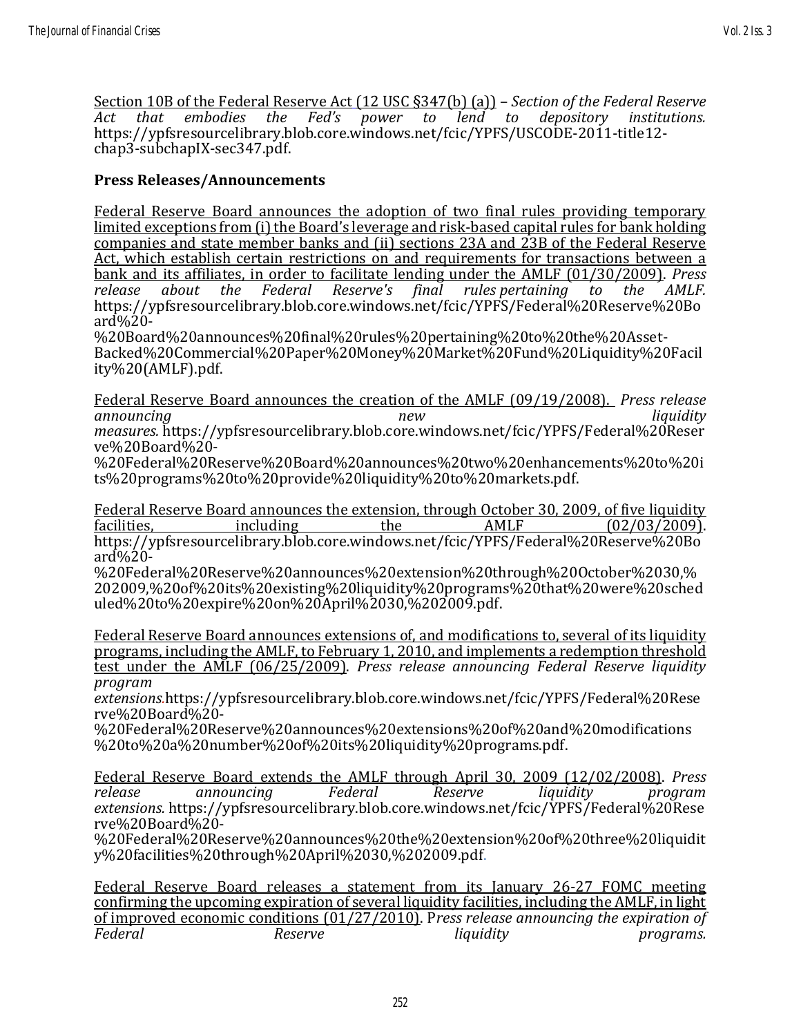Section 10B of the Federal Reserve Act (12 USC §347(b) (a)) – *Section of the Federal Reserve Act that embodies the Fed's power to lend to depository institutions.* https://ypfsresourcelibrary.blob.core.windows.net/fcic/YPFS/USCODE-2011-title12-chap3-subchapIX-sec347.pdf.

**Press Releases/Announcements**

Federal Reserve Board announces the adoption of two final rules providing temporary limited exceptions from (i) the Board's leverage and risk-based capital rules for bank holding companies and state member banks and (ii) sections 23A and 23B of the Federal Reserve Act, which establish certain restrictions on and requirements for transactions between a bank and its affiliates, in order to facilitate lending under the AMLF (01/30/2009). *Press release about the Federal Reserve's final rules pertaining to the AMLF.* https://ypfsresourcelibrary.blob.core.windows.net/fcic/YPFS/Federal%20Reserve%20Board%20-%20Board%20announces%20final%20rules%20pertaining%20to%20the%20Asset-Backed%20Commercial%20Paper%20Money%20Market%20Fund%20Liquidity%20Facility%20(AMLF).pdf.

Federal Reserve Board announces the creation of the AMLF (09/19/2008). *Press release announcing new liquidity measures.* https://ypfsresourcelibrary.blob.core.windows.net/fcic/YPFS/Federal%20Reserve%20Board%20-%20Federal%20Reserve%20Board%20announces%20two%20enhancements%20to%20its%20programs%20to%20provide%20liquidity%20to%20markets.pdf.

Federal Reserve Board announces the extension, through October 30, 2009, of five liquidity facilities, including the AMLF (02/03/2009). https://ypfsresourcelibrary.blob.core.windows.net/fcic/YPFS/Federal%20Reserve%20Board%20-%20Federal%20Reserve%20announces%20extension%20through%20October%2030,%202009,%20of%20its%20existing%20liquidity%20programs%20that%20were%20scheduled%20to%20expire%20on%20April%2030,%202009.pdf.

Federal Reserve Board announces extensions of, and modifications to, several of its liquidity programs, including the AMLF, to February 1, 2010, and implements a redemption threshold test under the AMLF (06/25/2009). *Press release announcing Federal Reserve liquidity program extensions.* https://ypfsresourcelibrary.blob.core.windows.net/fcic/YPFS/Federal%20Reserve%20Board%20-%20Federal%20Reserve%20announces%20extensions%20of%20and%20modifications%20to%20a%20number%20of%20its%20liquidity%20programs.pdf.

Federal Reserve Board extends the AMLF through April 30, 2009 (12/02/2008). *Press release announcing Federal Reserve liquidity program extensions.* https://ypfsresourcelibrary.blob.core.windows.net/fcic/YPFS/Federal%20Reserve%20Board%20-%20Federal%20Reserve%20announces%20the%20extension%20of%20three%20liquidity%20facilities%20through%20April%2030,%202009.pdf.

Federal Reserve Board releases a statement from its January 26-27 FOMC meeting confirming the upcoming expiration of several liquidity facilities, including the AMLF, in light of improved economic conditions (01/27/2010). P*ress release announcing the expiration of Federal Reserve liquidity programs.*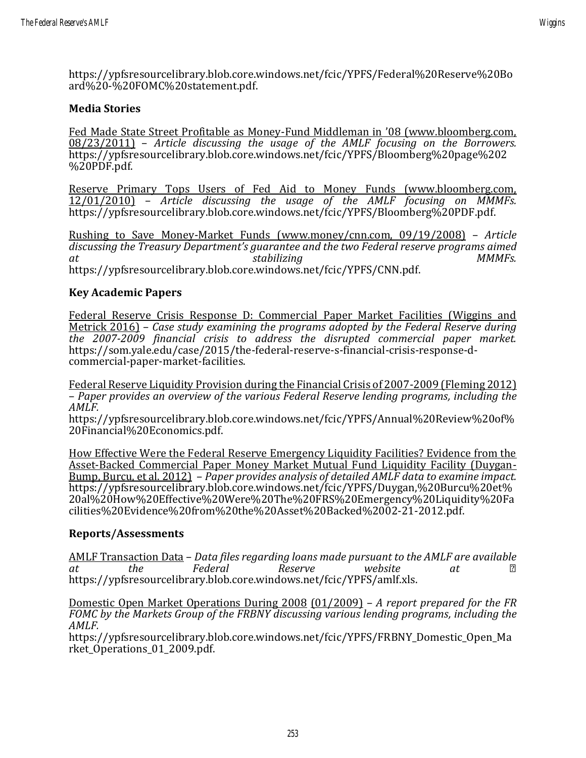https://ypfsresourcelibrary.blob.core.windows.net/fcic/YPFS/Federal%20Reserve%20Board%20-%20FOMC%20statement.pdf.

### Media Stories

Fed Made State Street Profitable as Money-Fund Middleman in '08 (www.bloomberg.com, 08/23/2011) – *Article discussing the usage of the AMLF focusing on the Borrowers.* https://ypfsresourcelibrary.blob.core.windows.net/fcic/YPFS/Bloomberg%20page%202%20PDF.pdf.

Reserve Primary Tops Users of Fed Aid to Money Funds (www.bloomberg.com, 12/01/2010) – *Article discussing the usage of the AMLF focusing on MMMFs.* https://ypfsresourcelibrary.blob.core.windows.net/fcic/YPFS/Bloomberg%20PDF.pdf.

Rushing to Save Money-Market Funds (www.money/cnn.com, 09/19/2008) – *Article discussing the Treasury Department's guarantee and the two Federal reserve programs aimed at stabilizing MMMFs.* https://ypfsresourcelibrary.blob.core.windows.net/fcic/YPFS/CNN.pdf.

### Key Academic Papers

Federal Reserve Crisis Response D: Commercial Paper Market Facilities (Wiggins and Metrick 2016) – *Case study examining the programs adopted by the Federal Reserve during the 2007-2009 financial crisis to address the disrupted commercial paper market.* https://som.yale.edu/case/2015/the-federal-reserve-s-financial-crisis-response-d-commercial-paper-market-facilities.

Federal Reserve Liquidity Provision during the Financial Crisis of 2007-2009 (Fleming 2012) – *Paper provides an overview of the various Federal Reserve lending programs, including the AMLF.*
https://ypfsresourcelibrary.blob.core.windows.net/fcic/YPFS/Annual%20Review%20of%20Financial%20Economics.pdf.

How Effective Were the Federal Reserve Emergency Liquidity Facilities? Evidence from the Asset-Backed Commercial Paper Money Market Mutual Fund Liquidity Facility (Duygan-Bump, Burcu, et al. 2012) – *Paper provides analysis of detailed AMLF data to examine impact.* https://ypfsresourcelibrary.blob.core.windows.net/fcic/YPFS/Duygan,%20Burcu%20et%20al%20How%20Effective%20Were%20The%20FRS%20Emergency%20Liquidity%20Facilities%20Evidence%20from%20the%20Asset%20Backed%2002-21-2012.pdf.

### Reports/Assessments

AMLF Transaction Data – *Data files regarding loans made pursuant to the AMLF are available at the Federal Reserve website at* https://ypfsresourcelibrary.blob.core.windows.net/fcic/YPFS/amlf.xls.

Domestic Open Market Operations During 2008 (01/2009) – *A report prepared for the FR FOMC by the Markets Group of the FRBNY discussing various lending programs, including the AMLF.*
https://ypfsresourcelibrary.blob.core.windows.net/fcic/YPFS/FRBNY_Domestic_Open_Market_Operations_01_2009.pdf.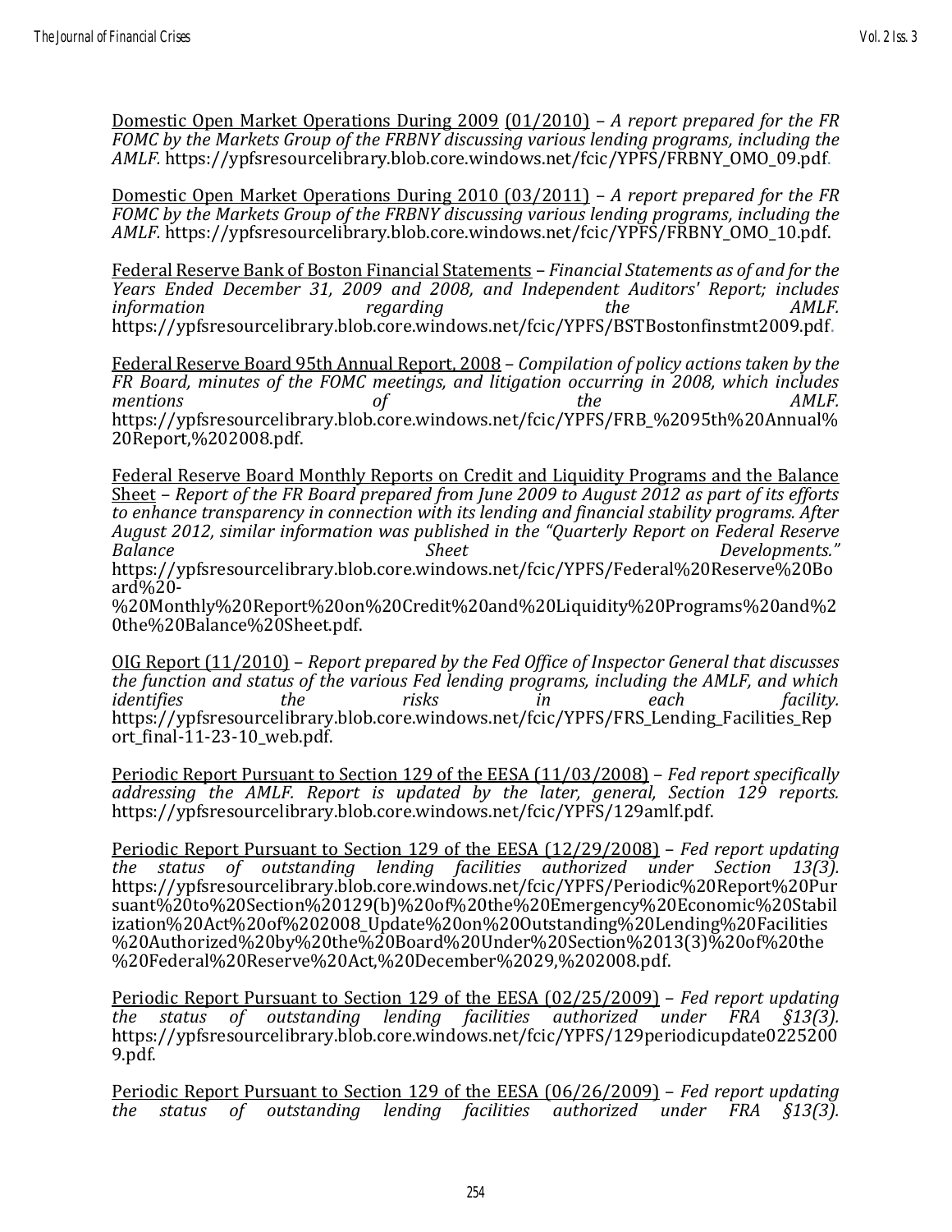Domestic Open Market Operations During 2009 (01/2010) – *A report prepared for the FR FOMC by the Markets Group of the FRBNY discussing various lending programs, including the AMLF.* https://ypfsresourcelibrary.blob.core.windows.net/fcic/YPFS/FRBNY_OMO_09.pdf.

Domestic Open Market Operations During 2010 (03/2011) – *A report prepared for the FR FOMC by the Markets Group of the FRBNY discussing various lending programs, including the AMLF.* https://ypfsresourcelibrary.blob.core.windows.net/fcic/YPFS/FRBNY_OMO_10.pdf.

Federal Reserve Bank of Boston Financial Statements – *Financial Statements as of and for the Years Ended December 31, 2009 and 2008, and Independent Auditors' Report; includes information regarding the AMLF.* https://ypfsresourcelibrary.blob.core.windows.net/fcic/YPFS/BSTBostonfinstmt2009.pdf.

Federal Reserve Board 95th Annual Report, 2008 – *Compilation of policy actions taken by the FR Board, minutes of the FOMC meetings, and litigation occurring in 2008, which includes mentions of the AMLF.* https://ypfsresourcelibrary.blob.core.windows.net/fcic/YPFS/FRB_%2095th%20Annual%20Report,%202008.pdf.

Federal Reserve Board Monthly Reports on Credit and Liquidity Programs and the Balance Sheet – *Report of the FR Board prepared from June 2009 to August 2012 as part of its efforts to enhance transparency in connection with its lending and financial stability programs. After August 2012, similar information was published in the "Quarterly Report on Federal Reserve Balance Sheet Developments."* https://ypfsresourcelibrary.blob.core.windows.net/fcic/YPFS/Federal%20Reserve%20Board%20-%20Monthly%20Report%20on%20Credit%20and%20Liquidity%20Programs%20and%20the%20Balance%20Sheet.pdf.

OIG Report (11/2010) – *Report prepared by the Fed Office of Inspector General that discusses the function and status of the various Fed lending programs, including the AMLF, and which identifies the risks in each facility.* https://ypfsresourcelibrary.blob.core.windows.net/fcic/YPFS/FRS_Lending_Facilities_Report_final-11-23-10_web.pdf.

Periodic Report Pursuant to Section 129 of the EESA (11/03/2008) – *Fed report specifically addressing the AMLF. Report is updated by the later, general, Section 129 reports.* https://ypfsresourcelibrary.blob.core.windows.net/fcic/YPFS/129amlf.pdf.

Periodic Report Pursuant to Section 129 of the EESA (12/29/2008) – *Fed report updating the status of outstanding lending facilities authorized under Section 13(3).* https://ypfsresourcelibrary.blob.core.windows.net/fcic/YPFS/Periodic%20Report%20Pursuant%20to%20Section%20129(b)%20of%20the%20Emergency%20Economic%20Stabilization%20Act%20of%202008_Update%20on%20Outstanding%20Lending%20Facilities%20Authorized%20by%20the%20Board%20Under%20Section%2013(3)%20of%20the%20Federal%20Reserve%20Act,%20December%2029,%202008.pdf.

Periodic Report Pursuant to Section 129 of the EESA (02/25/2009) – *Fed report updating the status of outstanding lending facilities authorized under FRA §13(3).* https://ypfsresourcelibrary.blob.core.windows.net/fcic/YPFS/129periodicupdate02252009.pdf.

Periodic Report Pursuant to Section 129 of the EESA (06/26/2009) – *Fed report updating the status of outstanding lending facilities authorized under FRA §13(3).*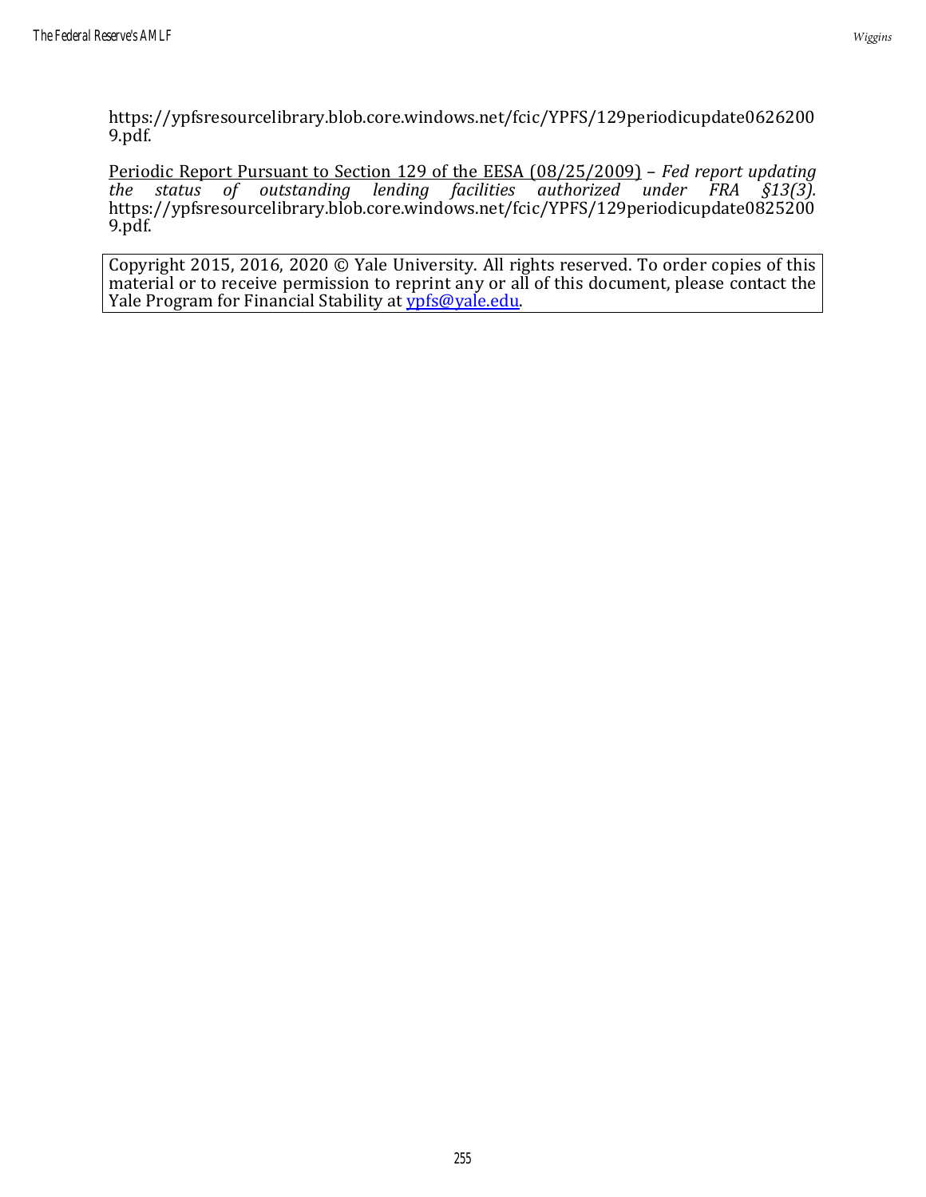https://ypfsresourcelibrary.blob.core.windows.net/fcic/YPFS/129periodicupdate06262009.pdf.

Periodic Report Pursuant to Section 129 of the EESA (08/25/2009) – *Fed report updating the status of outstanding lending facilities authorized under FRA §13(3).* https://ypfsresourcelibrary.blob.core.windows.net/fcic/YPFS/129periodicupdate08252009.pdf.

Copyright 2015, 2016, 2020 © Yale University. All rights reserved. To order copies of this material or to receive permission to reprint any or all of this document, please contact the Yale Program for Financial Stability at ypfs@yale.edu.